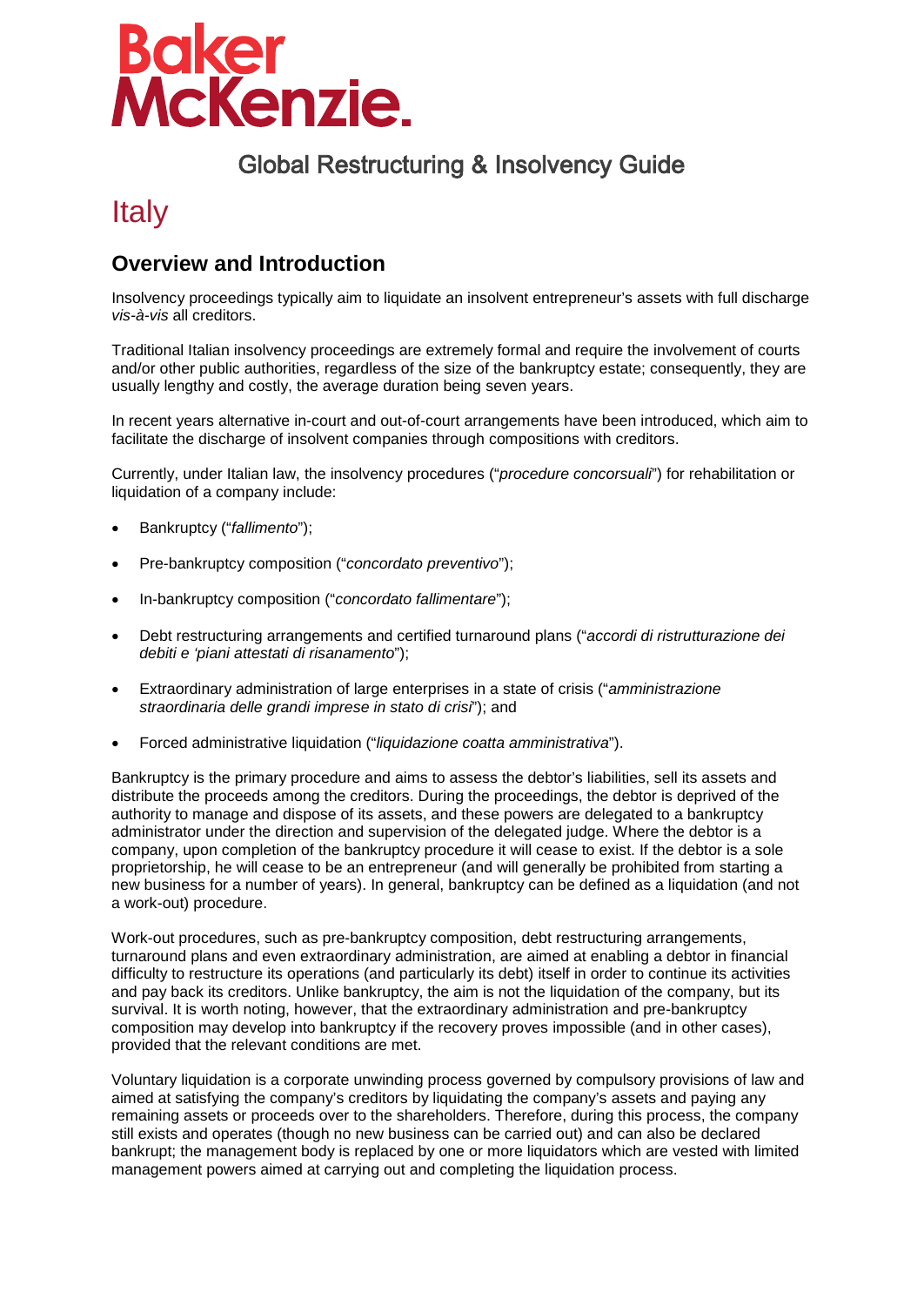Baker McKenzie.

## Global Restructuring & Insolvency Guide

# Italy

## Overview and Introduction

Insolvency proceedings typically aim to liquidate an insolvent entrepreneur's assets with full discharge *vis-à-vis* all creditors.

Traditional Italian insolvency proceedings are extremely formal and require the involvement of courts and/or other public authorities, regardless of the size of the bankruptcy estate; consequently, they are usually lengthy and costly, the average duration being seven years.

In recent years alternative in-court and out-of-court arrangements have been introduced, which aim to facilitate the discharge of insolvent companies through compositions with creditors.

Currently, under Italian law, the insolvency procedures ("*procedure concorsuali*") for rehabilitation or liquidation of a company include:

- Bankruptcy ("*fallimento*");
- Pre-bankruptcy composition ("*concordato preventivo*");
- In-bankruptcy composition ("*concordato fallimentare*");
- Debt restructuring arrangements and certified turnaround plans ("*accordi di ristrutturazione dei debiti e 'piani attestati di risanamento*");
- Extraordinary administration of large enterprises in a state of crisis ("*amministrazione straordinaria delle grandi imprese in stato di crisi*"); and
- Forced administrative liquidation ("*liquidazione coatta amministrativa*").

Bankruptcy is the primary procedure and aims to assess the debtor's liabilities, sell its assets and distribute the proceeds among the creditors. During the proceedings, the debtor is deprived of the authority to manage and dispose of its assets, and these powers are delegated to a bankruptcy administrator under the direction and supervision of the delegated judge. Where the debtor is a company, upon completion of the bankruptcy procedure it will cease to exist. If the debtor is a sole proprietorship, he will cease to be an entrepreneur (and will generally be prohibited from starting a new business for a number of years). In general, bankruptcy can be defined as a liquidation (and not a work-out) procedure.

Work-out procedures, such as pre-bankruptcy composition, debt restructuring arrangements, turnaround plans and even extraordinary administration, are aimed at enabling a debtor in financial difficulty to restructure its operations (and particularly its debt) itself in order to continue its activities and pay back its creditors. Unlike bankruptcy, the aim is not the liquidation of the company, but its survival. It is worth noting, however, that the extraordinary administration and pre-bankruptcy composition may develop into bankruptcy if the recovery proves impossible (and in other cases), provided that the relevant conditions are met.

Voluntary liquidation is a corporate unwinding process governed by compulsory provisions of law and aimed at satisfying the company's creditors by liquidating the company's assets and paying any remaining assets or proceeds over to the shareholders. Therefore, during this process, the company still exists and operates (though no new business can be carried out) and can also be declared bankrupt; the management body is replaced by one or more liquidators which are vested with limited management powers aimed at carrying out and completing the liquidation process.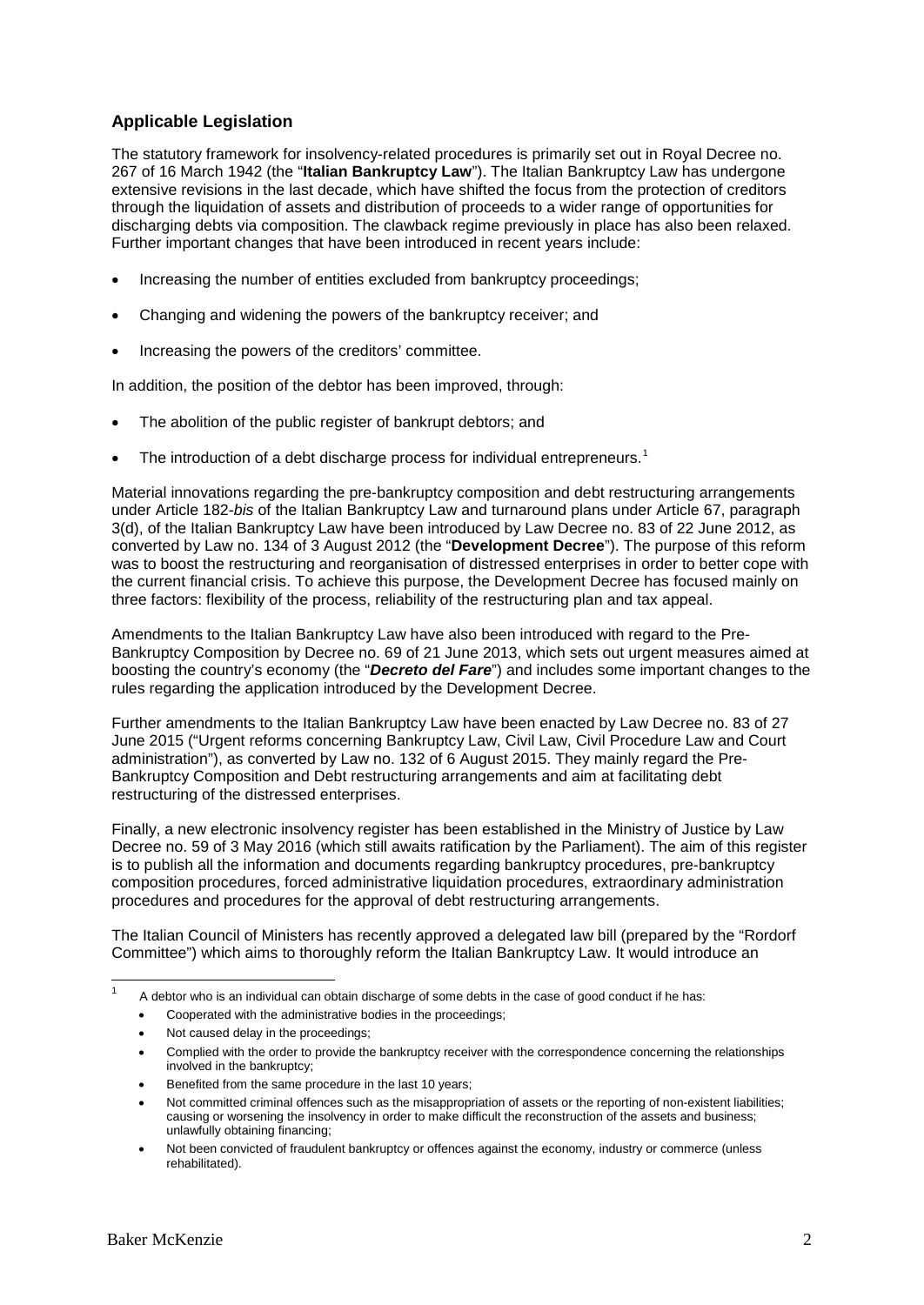### Applicable Legislation

The statutory framework for insolvency-related procedures is primarily set out in Royal Decree no. 267 of 16 March 1942 (the "**Italian Bankruptcy Law**"). The Italian Bankruptcy Law has undergone extensive revisions in the last decade, which have shifted the focus from the protection of creditors through the liquidation of assets and distribution of proceeds to a wider range of opportunities for discharging debts via composition. The clawback regime previously in place has also been relaxed. Further important changes that have been introduced in recent years include:

- Increasing the number of entities excluded from bankruptcy proceedings;
- Changing and widening the powers of the bankruptcy receiver; and
- Increasing the powers of the creditors' committee.

In addition, the position of the debtor has been improved, through:

- The abolition of the public register of bankrupt debtors; and
- The introduction of a debt discharge process for individual entrepreneurs.[1]

Material innovations regarding the pre-bankruptcy composition and debt restructuring arrangements under Article 182-*bis* of the Italian Bankruptcy Law and turnaround plans under Article 67, paragraph 3(d), of the Italian Bankruptcy Law have been introduced by Law Decree no. 83 of 22 June 2012, as converted by Law no. 134 of 3 August 2012 (the "**Development Decree**"). The purpose of this reform was to boost the restructuring and reorganisation of distressed enterprises in order to better cope with the current financial crisis. To achieve this purpose, the Development Decree has focused mainly on three factors: flexibility of the process, reliability of the restructuring plan and tax appeal.

Amendments to the Italian Bankruptcy Law have also been introduced with regard to the Pre-Bankruptcy Composition by Decree no. 69 of 21 June 2013, which sets out urgent measures aimed at boosting the country's economy (the "***Decreto del Fare***") and includes some important changes to the rules regarding the application introduced by the Development Decree.

Further amendments to the Italian Bankruptcy Law have been enacted by Law Decree no. 83 of 27 June 2015 ("Urgent reforms concerning Bankruptcy Law, Civil Law, Civil Procedure Law and Court administration"), as converted by Law no. 132 of 6 August 2015. They mainly regard the Pre-Bankruptcy Composition and Debt restructuring arrangements and aim at facilitating debt restructuring of the distressed enterprises.

Finally, a new electronic insolvency register has been established in the Ministry of Justice by Law Decree no. 59 of 3 May 2016 (which still awaits ratification by the Parliament). The aim of this register is to publish all the information and documents regarding bankruptcy procedures, pre-bankruptcy composition procedures, forced administrative liquidation procedures, extraordinary administration procedures and procedures for the approval of debt restructuring arrangements.

The Italian Council of Ministers has recently approved a delegated law bill (prepared by the "Rordorf Committee") which aims to thoroughly reform the Italian Bankruptcy Law. It would introduce an

---

[1] A debtor who is an individual can obtain discharge of some debts in the case of good conduct if he has:

- Cooperated with the administrative bodies in the proceedings;
- Not caused delay in the proceedings;
- Complied with the order to provide the bankruptcy receiver with the correspondence concerning the relationships involved in the bankruptcy;
- Benefited from the same procedure in the last 10 years;
- Not committed criminal offences such as the misappropriation of assets or the reporting of non-existent liabilities; causing or worsening the insolvency in order to make difficult the reconstruction of the assets and business; unlawfully obtaining financing;
- Not been convicted of fraudulent bankruptcy or offences against the economy, industry or commerce (unless rehabilitated).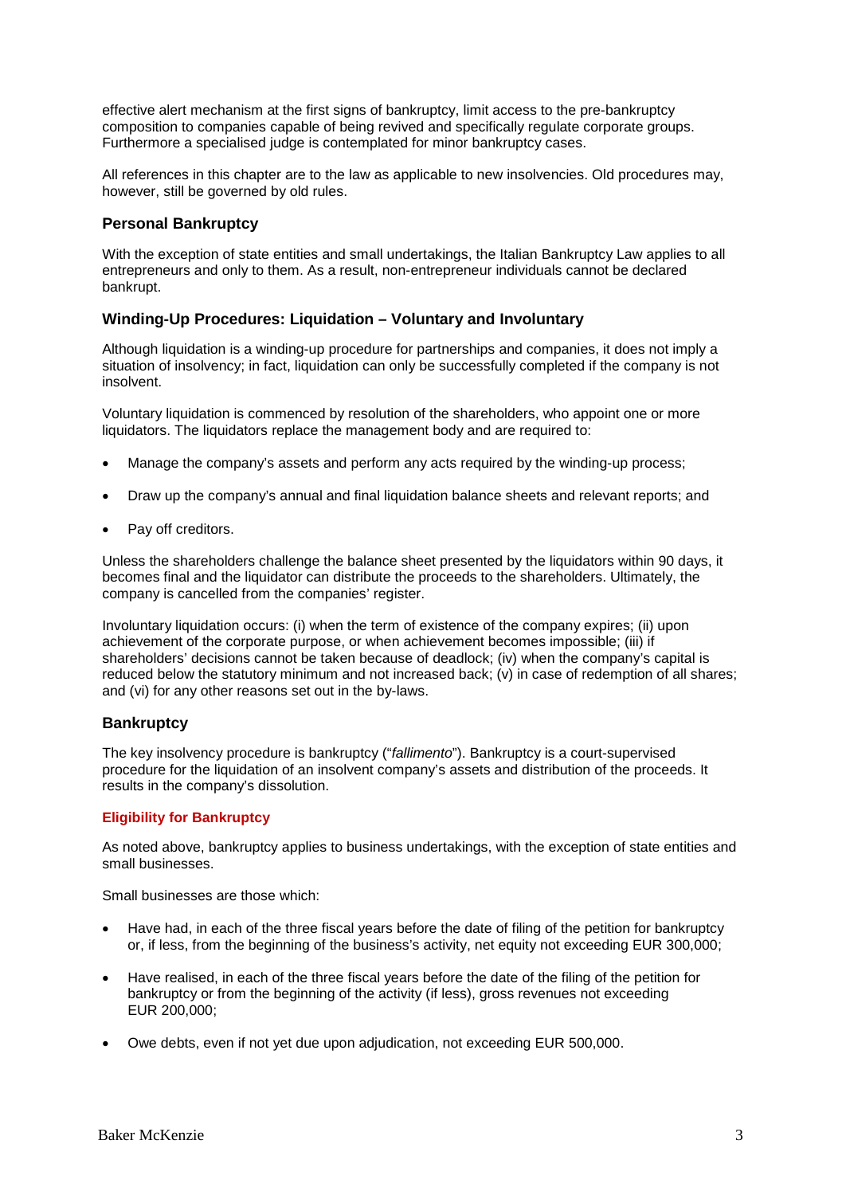effective alert mechanism at the first signs of bankruptcy, limit access to the pre-bankruptcy composition to companies capable of being revived and specifically regulate corporate groups. Furthermore a specialised judge is contemplated for minor bankruptcy cases.

All references in this chapter are to the law as applicable to new insolvencies. Old procedures may, however, still be governed by old rules.

## Personal Bankruptcy

With the exception of state entities and small undertakings, the Italian Bankruptcy Law applies to all entrepreneurs and only to them. As a result, non-entrepreneur individuals cannot be declared bankrupt.

## Winding-Up Procedures: Liquidation – Voluntary and Involuntary

Although liquidation is a winding-up procedure for partnerships and companies, it does not imply a situation of insolvency; in fact, liquidation can only be successfully completed if the company is not insolvent.

Voluntary liquidation is commenced by resolution of the shareholders, who appoint one or more liquidators. The liquidators replace the management body and are required to:

- Manage the company's assets and perform any acts required by the winding-up process;
- Draw up the company's annual and final liquidation balance sheets and relevant reports; and
- Pay off creditors.

Unless the shareholders challenge the balance sheet presented by the liquidators within 90 days, it becomes final and the liquidator can distribute the proceeds to the shareholders. Ultimately, the company is cancelled from the companies' register.

Involuntary liquidation occurs: (i) when the term of existence of the company expires; (ii) upon achievement of the corporate purpose, or when achievement becomes impossible; (iii) if shareholders' decisions cannot be taken because of deadlock; (iv) when the company's capital is reduced below the statutory minimum and not increased back; (v) in case of redemption of all shares; and (vi) for any other reasons set out in the by-laws.

## Bankruptcy

The key insolvency procedure is bankruptcy ("*fallimento*"). Bankruptcy is a court-supervised procedure for the liquidation of an insolvent company's assets and distribution of the proceeds. It results in the company's dissolution.

### Eligibility for Bankruptcy

As noted above, bankruptcy applies to business undertakings, with the exception of state entities and small businesses.

Small businesses are those which:

- Have had, in each of the three fiscal years before the date of filing of the petition for bankruptcy or, if less, from the beginning of the business's activity, net equity not exceeding EUR 300,000;
- Have realised, in each of the three fiscal years before the date of the filing of the petition for bankruptcy or from the beginning of the activity (if less), gross revenues not exceeding EUR 200,000;
- Owe debts, even if not yet due upon adjudication, not exceeding EUR 500,000.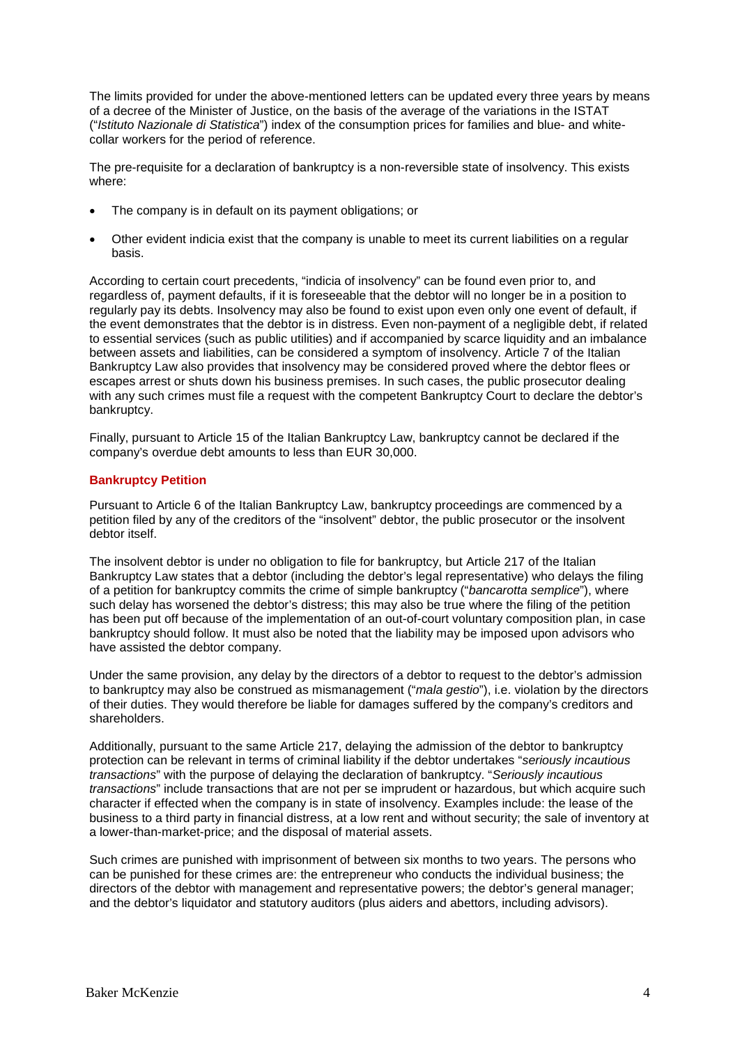The limits provided for under the above-mentioned letters can be updated every three years by means of a decree of the Minister of Justice, on the basis of the average of the variations in the ISTAT ("*Istituto Nazionale di Statistica*") index of the consumption prices for families and blue- and white-collar workers for the period of reference.

The pre-requisite for a declaration of bankruptcy is a non-reversible state of insolvency. This exists where:

- The company is in default on its payment obligations; or
- Other evident indicia exist that the company is unable to meet its current liabilities on a regular basis.

According to certain court precedents, "indicia of insolvency" can be found even prior to, and regardless of, payment defaults, if it is foreseeable that the debtor will no longer be in a position to regularly pay its debts. Insolvency may also be found to exist upon even only one event of default, if the event demonstrates that the debtor is in distress. Even non-payment of a negligible debt, if related to essential services (such as public utilities) and if accompanied by scarce liquidity and an imbalance between assets and liabilities, can be considered a symptom of insolvency. Article 7 of the Italian Bankruptcy Law also provides that insolvency may be considered proved where the debtor flees or escapes arrest or shuts down his business premises. In such cases, the public prosecutor dealing with any such crimes must file a request with the competent Bankruptcy Court to declare the debtor's bankruptcy.

Finally, pursuant to Article 15 of the Italian Bankruptcy Law, bankruptcy cannot be declared if the company's overdue debt amounts to less than EUR 30,000.

## Bankruptcy Petition

Pursuant to Article 6 of the Italian Bankruptcy Law, bankruptcy proceedings are commenced by a petition filed by any of the creditors of the "insolvent" debtor, the public prosecutor or the insolvent debtor itself.

The insolvent debtor is under no obligation to file for bankruptcy, but Article 217 of the Italian Bankruptcy Law states that a debtor (including the debtor's legal representative) who delays the filing of a petition for bankruptcy commits the crime of simple bankruptcy ("*bancarotta semplice*"), where such delay has worsened the debtor's distress; this may also be true where the filing of the petition has been put off because of the implementation of an out-of-court voluntary composition plan, in case bankruptcy should follow. It must also be noted that the liability may be imposed upon advisors who have assisted the debtor company.

Under the same provision, any delay by the directors of a debtor to request to the debtor's admission to bankruptcy may also be construed as mismanagement ("*mala gestio*"), i.e. violation by the directors of their duties. They would therefore be liable for damages suffered by the company's creditors and shareholders.

Additionally, pursuant to the same Article 217, delaying the admission of the debtor to bankruptcy protection can be relevant in terms of criminal liability if the debtor undertakes "*seriously incautious transactions*" with the purpose of delaying the declaration of bankruptcy. "*Seriously incautious transactions*" include transactions that are not per se imprudent or hazardous, but which acquire such character if effected when the company is in state of insolvency. Examples include: the lease of the business to a third party in financial distress, at a low rent and without security; the sale of inventory at a lower-than-market-price; and the disposal of material assets.

Such crimes are punished with imprisonment of between six months to two years. The persons who can be punished for these crimes are: the entrepreneur who conducts the individual business; the directors of the debtor with management and representative powers; the debtor's general manager; and the debtor's liquidator and statutory auditors (plus aiders and abettors, including advisors).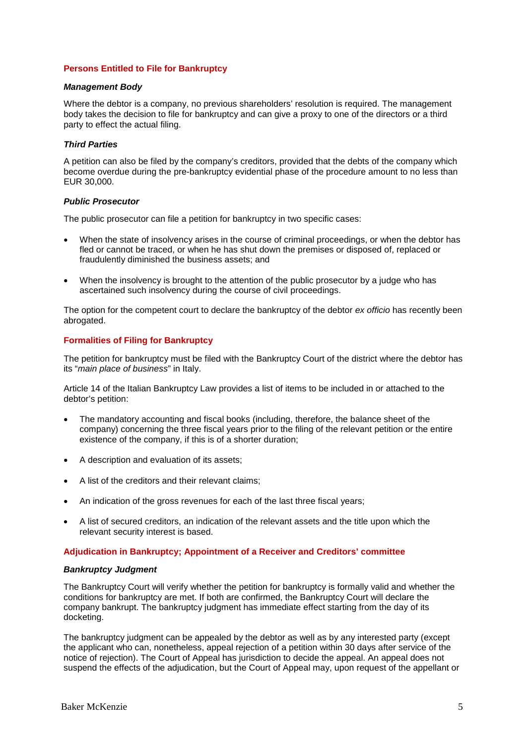## Persons Entitled to File for Bankruptcy

### *Management Body*

Where the debtor is a company, no previous shareholders' resolution is required. The management body takes the decision to file for bankruptcy and can give a proxy to one of the directors or a third party to effect the actual filing.

### *Third Parties*

A petition can also be filed by the company's creditors, provided that the debts of the company which become overdue during the pre-bankruptcy evidential phase of the procedure amount to no less than EUR 30,000.

### *Public Prosecutor*

The public prosecutor can file a petition for bankruptcy in two specific cases:

- When the state of insolvency arises in the course of criminal proceedings, or when the debtor has fled or cannot be traced, or when he has shut down the premises or disposed of, replaced or fraudulently diminished the business assets; and
- When the insolvency is brought to the attention of the public prosecutor by a judge who has ascertained such insolvency during the course of civil proceedings.

The option for the competent court to declare the bankruptcy of the debtor *ex officio* has recently been abrogated.

## Formalities of Filing for Bankruptcy

The petition for bankruptcy must be filed with the Bankruptcy Court of the district where the debtor has its "*main place of business*" in Italy.

Article 14 of the Italian Bankruptcy Law provides a list of items to be included in or attached to the debtor's petition:

- The mandatory accounting and fiscal books (including, therefore, the balance sheet of the company) concerning the three fiscal years prior to the filing of the relevant petition or the entire existence of the company, if this is of a shorter duration;
- A description and evaluation of its assets;
- A list of the creditors and their relevant claims;
- An indication of the gross revenues for each of the last three fiscal years;
- A list of secured creditors, an indication of the relevant assets and the title upon which the relevant security interest is based.

## Adjudication in Bankruptcy; Appointment of a Receiver and Creditors' committee

### *Bankruptcy Judgment*

The Bankruptcy Court will verify whether the petition for bankruptcy is formally valid and whether the conditions for bankruptcy are met. If both are confirmed, the Bankruptcy Court will declare the company bankrupt. The bankruptcy judgment has immediate effect starting from the day of its docketing.

The bankruptcy judgment can be appealed by the debtor as well as by any interested party (except the applicant who can, nonetheless, appeal rejection of a petition within 30 days after service of the notice of rejection). The Court of Appeal has jurisdiction to decide the appeal. An appeal does not suspend the effects of the adjudication, but the Court of Appeal may, upon request of the appellant or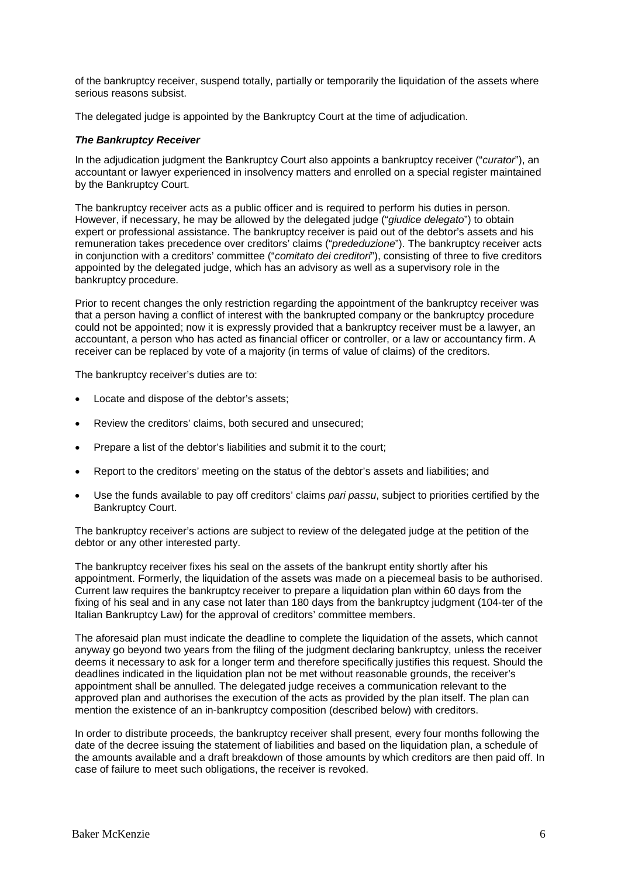of the bankruptcy receiver, suspend totally, partially or temporarily the liquidation of the assets where serious reasons subsist.

The delegated judge is appointed by the Bankruptcy Court at the time of adjudication.

***The Bankruptcy Receiver***

In the adjudication judgment the Bankruptcy Court also appoints a bankruptcy receiver ("*curator*"), an accountant or lawyer experienced in insolvency matters and enrolled on a special register maintained by the Bankruptcy Court.

The bankruptcy receiver acts as a public officer and is required to perform his duties in person. However, if necessary, he may be allowed by the delegated judge ("*giudice delegato*") to obtain expert or professional assistance. The bankruptcy receiver is paid out of the debtor's assets and his remuneration takes precedence over creditors' claims ("*prededuzione*"). The bankruptcy receiver acts in conjunction with a creditors' committee ("*comitato dei creditori*"), consisting of three to five creditors appointed by the delegated judge, which has an advisory as well as a supervisory role in the bankruptcy procedure.

Prior to recent changes the only restriction regarding the appointment of the bankruptcy receiver was that a person having a conflict of interest with the bankrupted company or the bankruptcy procedure could not be appointed; now it is expressly provided that a bankruptcy receiver must be a lawyer, an accountant, a person who has acted as financial officer or controller, or a law or accountancy firm. A receiver can be replaced by vote of a majority (in terms of value of claims) of the creditors.

The bankruptcy receiver's duties are to:

- Locate and dispose of the debtor's assets;
- Review the creditors' claims, both secured and unsecured;
- Prepare a list of the debtor's liabilities and submit it to the court;
- Report to the creditors' meeting on the status of the debtor's assets and liabilities; and
- Use the funds available to pay off creditors' claims *pari passu*, subject to priorities certified by the Bankruptcy Court.

The bankruptcy receiver's actions are subject to review of the delegated judge at the petition of the debtor or any other interested party.

The bankruptcy receiver fixes his seal on the assets of the bankrupt entity shortly after his appointment. Formerly, the liquidation of the assets was made on a piecemeal basis to be authorised. Current law requires the bankruptcy receiver to prepare a liquidation plan within 60 days from the fixing of his seal and in any case not later than 180 days from the bankruptcy judgment (104-ter of the Italian Bankruptcy Law) for the approval of creditors' committee members.

The aforesaid plan must indicate the deadline to complete the liquidation of the assets, which cannot anyway go beyond two years from the filing of the judgment declaring bankruptcy, unless the receiver deems it necessary to ask for a longer term and therefore specifically justifies this request. Should the deadlines indicated in the liquidation plan not be met without reasonable grounds, the receiver's appointment shall be annulled. The delegated judge receives a communication relevant to the approved plan and authorises the execution of the acts as provided by the plan itself. The plan can mention the existence of an in-bankruptcy composition (described below) with creditors.

In order to distribute proceeds, the bankruptcy receiver shall present, every four months following the date of the decree issuing the statement of liabilities and based on the liquidation plan, a schedule of the amounts available and a draft breakdown of those amounts by which creditors are then paid off. In case of failure to meet such obligations, the receiver is revoked.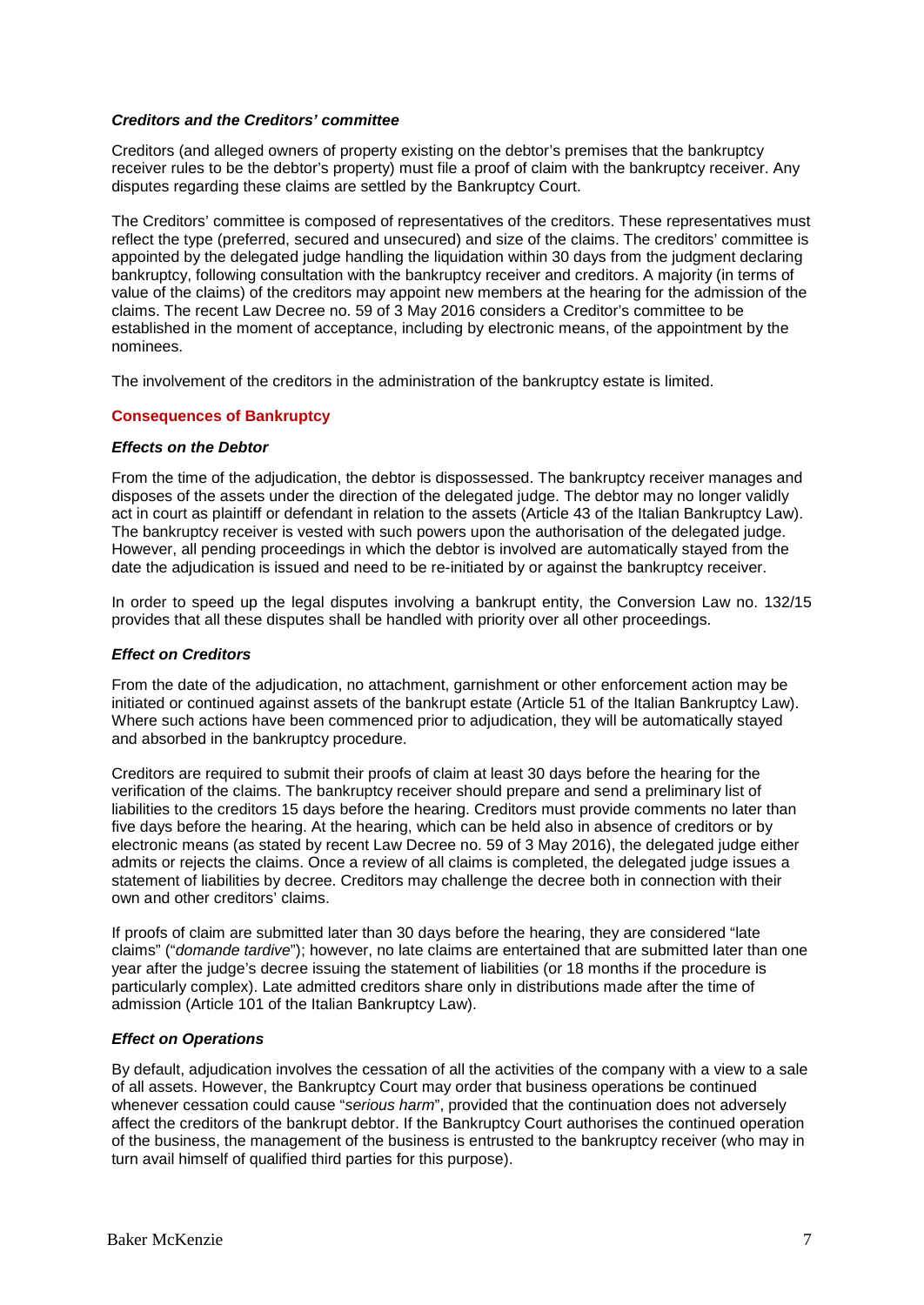### *Creditors and the Creditors' committee*

Creditors (and alleged owners of property existing on the debtor's premises that the bankruptcy receiver rules to be the debtor's property) must file a proof of claim with the bankruptcy receiver. Any disputes regarding these claims are settled by the Bankruptcy Court.

The Creditors' committee is composed of representatives of the creditors. These representatives must reflect the type (preferred, secured and unsecured) and size of the claims. The creditors' committee is appointed by the delegated judge handling the liquidation within 30 days from the judgment declaring bankruptcy, following consultation with the bankruptcy receiver and creditors. A majority (in terms of value of the claims) of the creditors may appoint new members at the hearing for the admission of the claims. The recent Law Decree no. 59 of 3 May 2016 considers a Creditor's committee to be established in the moment of acceptance, including by electronic means, of the appointment by the nominees.

The involvement of the creditors in the administration of the bankruptcy estate is limited.

## Consequences of Bankruptcy

### *Effects on the Debtor*

From the time of the adjudication, the debtor is dispossessed. The bankruptcy receiver manages and disposes of the assets under the direction of the delegated judge. The debtor may no longer validly act in court as plaintiff or defendant in relation to the assets (Article 43 of the Italian Bankruptcy Law). The bankruptcy receiver is vested with such powers upon the authorisation of the delegated judge. However, all pending proceedings in which the debtor is involved are automatically stayed from the date the adjudication is issued and need to be re-initiated by or against the bankruptcy receiver.

In order to speed up the legal disputes involving a bankrupt entity, the Conversion Law no. 132/15 provides that all these disputes shall be handled with priority over all other proceedings.

### *Effect on Creditors*

From the date of the adjudication, no attachment, garnishment or other enforcement action may be initiated or continued against assets of the bankrupt estate (Article 51 of the Italian Bankruptcy Law). Where such actions have been commenced prior to adjudication, they will be automatically stayed and absorbed in the bankruptcy procedure.

Creditors are required to submit their proofs of claim at least 30 days before the hearing for the verification of the claims. The bankruptcy receiver should prepare and send a preliminary list of liabilities to the creditors 15 days before the hearing. Creditors must provide comments no later than five days before the hearing. At the hearing, which can be held also in absence of creditors or by electronic means (as stated by recent Law Decree no. 59 of 3 May 2016), the delegated judge either admits or rejects the claims. Once a review of all claims is completed, the delegated judge issues a statement of liabilities by decree. Creditors may challenge the decree both in connection with their own and other creditors' claims.

If proofs of claim are submitted later than 30 days before the hearing, they are considered "late claims" ("*domande tardive*"); however, no late claims are entertained that are submitted later than one year after the judge's decree issuing the statement of liabilities (or 18 months if the procedure is particularly complex). Late admitted creditors share only in distributions made after the time of admission (Article 101 of the Italian Bankruptcy Law).

### *Effect on Operations*

By default, adjudication involves the cessation of all the activities of the company with a view to a sale of all assets. However, the Bankruptcy Court may order that business operations be continued whenever cessation could cause "*serious harm*", provided that the continuation does not adversely affect the creditors of the bankrupt debtor. If the Bankruptcy Court authorises the continued operation of the business, the management of the business is entrusted to the bankruptcy receiver (who may in turn avail himself of qualified third parties for this purpose).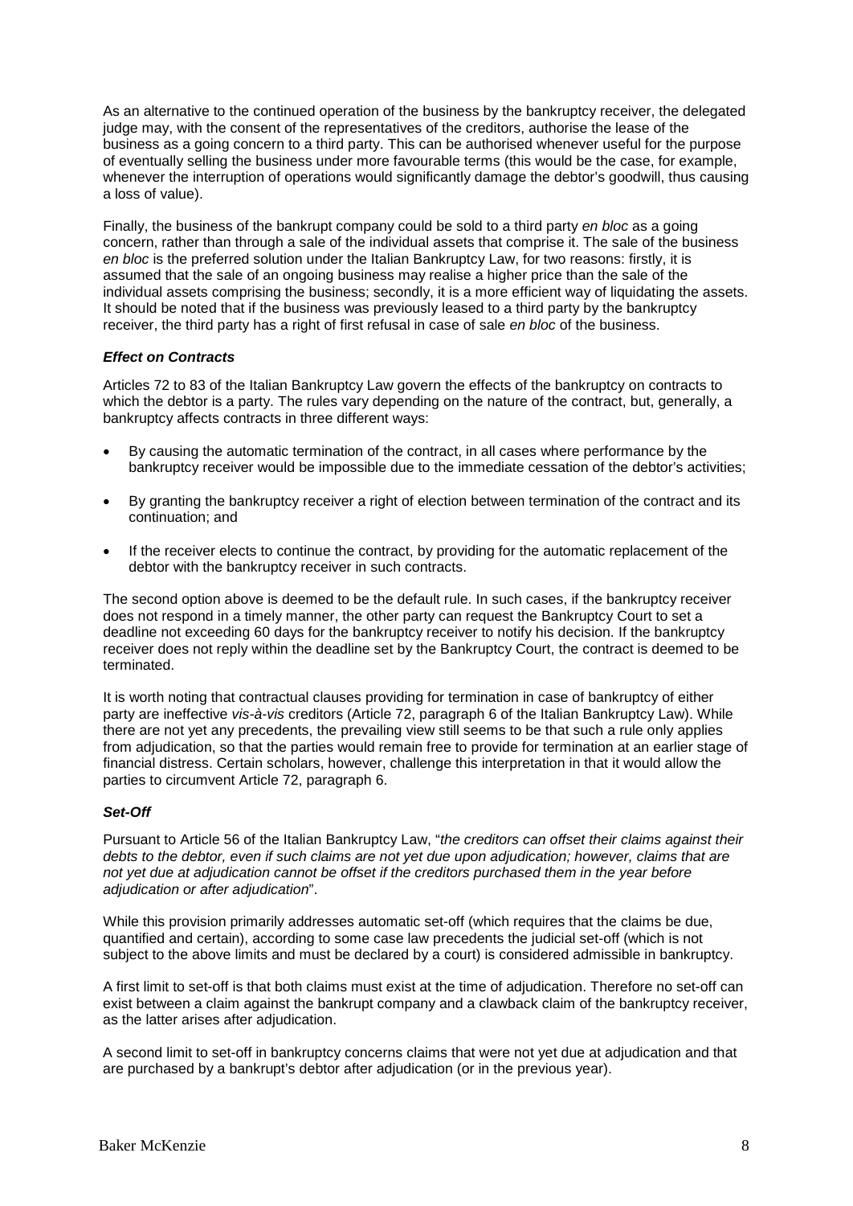As an alternative to the continued operation of the business by the bankruptcy receiver, the delegated judge may, with the consent of the representatives of the creditors, authorise the lease of the business as a going concern to a third party. This can be authorised whenever useful for the purpose of eventually selling the business under more favourable terms (this would be the case, for example, whenever the interruption of operations would significantly damage the debtor's goodwill, thus causing a loss of value).

Finally, the business of the bankrupt company could be sold to a third party *en bloc* as a going concern, rather than through a sale of the individual assets that comprise it. The sale of the business *en bloc* is the preferred solution under the Italian Bankruptcy Law, for two reasons: firstly, it is assumed that the sale of an ongoing business may realise a higher price than the sale of the individual assets comprising the business; secondly, it is a more efficient way of liquidating the assets. It should be noted that if the business was previously leased to a third party by the bankruptcy receiver, the third party has a right of first refusal in case of sale *en bloc* of the business.

### *Effect on Contracts*

Articles 72 to 83 of the Italian Bankruptcy Law govern the effects of the bankruptcy on contracts to which the debtor is a party. The rules vary depending on the nature of the contract, but, generally, a bankruptcy affects contracts in three different ways:

- By causing the automatic termination of the contract, in all cases where performance by the bankruptcy receiver would be impossible due to the immediate cessation of the debtor's activities;
- By granting the bankruptcy receiver a right of election between termination of the contract and its continuation; and
- If the receiver elects to continue the contract, by providing for the automatic replacement of the debtor with the bankruptcy receiver in such contracts.

The second option above is deemed to be the default rule. In such cases, if the bankruptcy receiver does not respond in a timely manner, the other party can request the Bankruptcy Court to set a deadline not exceeding 60 days for the bankruptcy receiver to notify his decision. If the bankruptcy receiver does not reply within the deadline set by the Bankruptcy Court, the contract is deemed to be terminated.

It is worth noting that contractual clauses providing for termination in case of bankruptcy of either party are ineffective *vis-à-vis* creditors (Article 72, paragraph 6 of the Italian Bankruptcy Law). While there are not yet any precedents, the prevailing view still seems to be that such a rule only applies from adjudication, so that the parties would remain free to provide for termination at an earlier stage of financial distress. Certain scholars, however, challenge this interpretation in that it would allow the parties to circumvent Article 72, paragraph 6.

### *Set-Off*

Pursuant to Article 56 of the Italian Bankruptcy Law, "*the creditors can offset their claims against their debts to the debtor, even if such claims are not yet due upon adjudication; however, claims that are not yet due at adjudication cannot be offset if the creditors purchased them in the year before adjudication or after adjudication*".

While this provision primarily addresses automatic set-off (which requires that the claims be due, quantified and certain), according to some case law precedents the judicial set-off (which is not subject to the above limits and must be declared by a court) is considered admissible in bankruptcy.

A first limit to set-off is that both claims must exist at the time of adjudication. Therefore no set-off can exist between a claim against the bankrupt company and a clawback claim of the bankruptcy receiver, as the latter arises after adjudication.

A second limit to set-off in bankruptcy concerns claims that were not yet due at adjudication and that are purchased by a bankrupt's debtor after adjudication (or in the previous year).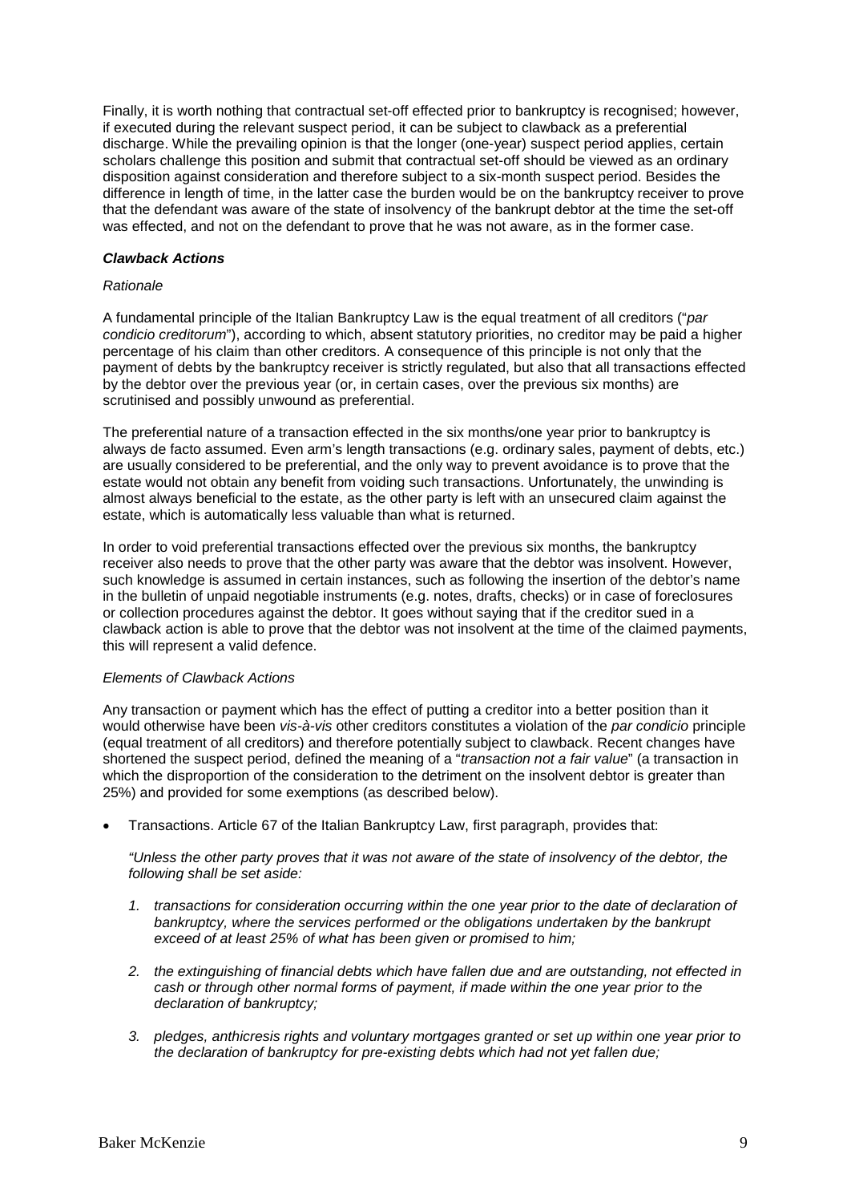Finally, it is worth nothing that contractual set-off effected prior to bankruptcy is recognised; however, if executed during the relevant suspect period, it can be subject to clawback as a preferential discharge. While the prevailing opinion is that the longer (one-year) suspect period applies, certain scholars challenge this position and submit that contractual set-off should be viewed as an ordinary disposition against consideration and therefore subject to a six-month suspect period. Besides the difference in length of time, in the latter case the burden would be on the bankruptcy receiver to prove that the defendant was aware of the state of insolvency of the bankrupt debtor at the time the set-off was effected, and not on the defendant to prove that he was not aware, as in the former case.

### ***Clawback Actions***

*Rationale*

A fundamental principle of the Italian Bankruptcy Law is the equal treatment of all creditors ("*par condicio creditorum*"), according to which, absent statutory priorities, no creditor may be paid a higher percentage of his claim than other creditors. A consequence of this principle is not only that the payment of debts by the bankruptcy receiver is strictly regulated, but also that all transactions effected by the debtor over the previous year (or, in certain cases, over the previous six months) are scrutinised and possibly unwound as preferential.

The preferential nature of a transaction effected in the six months/one year prior to bankruptcy is always de facto assumed. Even arm's length transactions (e.g. ordinary sales, payment of debts, etc.) are usually considered to be preferential, and the only way to prevent avoidance is to prove that the estate would not obtain any benefit from voiding such transactions. Unfortunately, the unwinding is almost always beneficial to the estate, as the other party is left with an unsecured claim against the estate, which is automatically less valuable than what is returned.

In order to void preferential transactions effected over the previous six months, the bankruptcy receiver also needs to prove that the other party was aware that the debtor was insolvent. However, such knowledge is assumed in certain instances, such as following the insertion of the debtor's name in the bulletin of unpaid negotiable instruments (e.g. notes, drafts, checks) or in case of foreclosures or collection procedures against the debtor. It goes without saying that if the creditor sued in a clawback action is able to prove that the debtor was not insolvent at the time of the claimed payments, this will represent a valid defence.

*Elements of Clawback Actions*

Any transaction or payment which has the effect of putting a creditor into a better position than it would otherwise have been *vis-à-vis* other creditors constitutes a violation of the *par condicio* principle (equal treatment of all creditors) and therefore potentially subject to clawback. Recent changes have shortened the suspect period, defined the meaning of a "*transaction not a fair value*" (a transaction in which the disproportion of the consideration to the detriment on the insolvent debtor is greater than 25%) and provided for some exemptions (as described below).

- Transactions. Article 67 of the Italian Bankruptcy Law, first paragraph, provides that:

  *"Unless the other party proves that it was not aware of the state of insolvency of the debtor, the following shall be set aside:*

  1. *transactions for consideration occurring within the one year prior to the date of declaration of bankruptcy, where the services performed or the obligations undertaken by the bankrupt exceed of at least 25% of what has been given or promised to him;*
  2. *the extinguishing of financial debts which have fallen due and are outstanding, not effected in cash or through other normal forms of payment, if made within the one year prior to the declaration of bankruptcy;*
  3. *pledges, anthicresis rights and voluntary mortgages granted or set up within one year prior to the declaration of bankruptcy for pre-existing debts which had not yet fallen due;*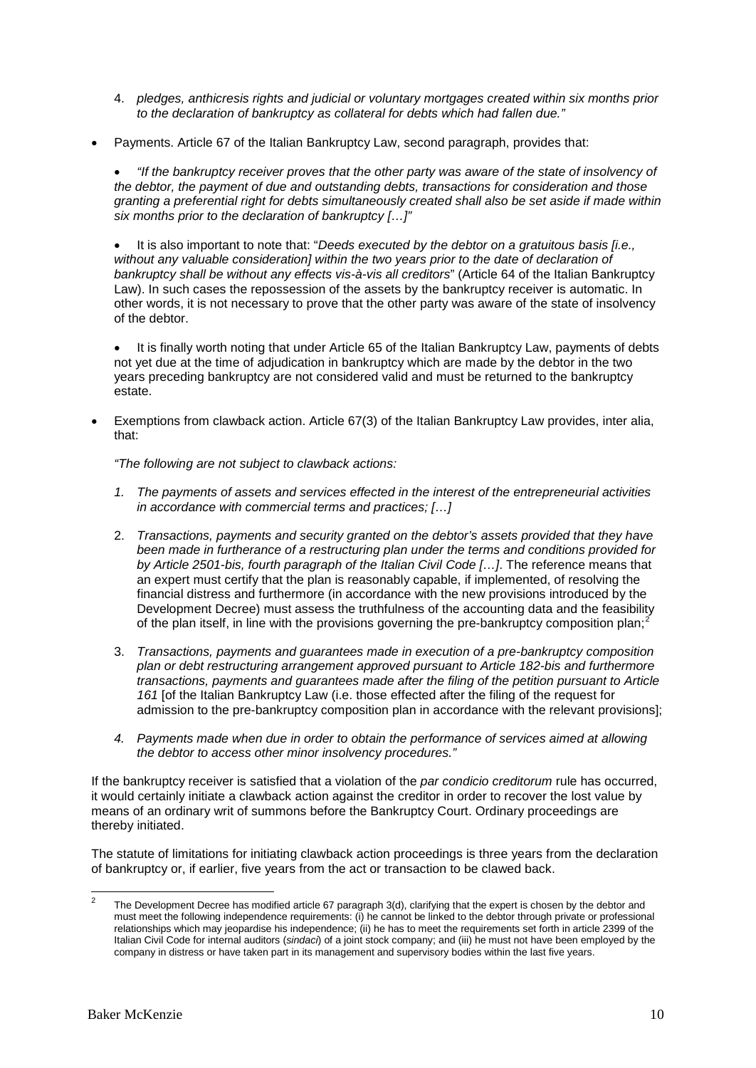4. *pledges, anthicresis rights and judicial or voluntary mortgages created within six months prior to the declaration of bankruptcy as collateral for debts which had fallen due."*

- Payments. Article 67 of the Italian Bankruptcy Law, second paragraph, provides that:

  - *"If the bankruptcy receiver proves that the other party was aware of the state of insolvency of the debtor, the payment of due and outstanding debts, transactions for consideration and those granting a preferential right for debts simultaneously created shall also be set aside if made within six months prior to the declaration of bankruptcy […]"*

  - It is also important to note that: "*Deeds executed by the debtor on a gratuitous basis [i.e., without any valuable consideration] within the two years prior to the date of declaration of bankruptcy shall be without any effects vis-à-vis all creditors*" (Article 64 of the Italian Bankruptcy Law). In such cases the repossession of the assets by the bankruptcy receiver is automatic. In other words, it is not necessary to prove that the other party was aware of the state of insolvency of the debtor.

  - It is finally worth noting that under Article 65 of the Italian Bankruptcy Law, payments of debts not yet due at the time of adjudication in bankruptcy which are made by the debtor in the two years preceding bankruptcy are not considered valid and must be returned to the bankruptcy estate.

- Exemptions from clawback action. Article 67(3) of the Italian Bankruptcy Law provides, inter alia, that:

  *"The following are not subject to clawback actions:*

  1. *The payments of assets and services effected in the interest of the entrepreneurial activities in accordance with commercial terms and practices; […]*

  2. *Transactions, payments and security granted on the debtor's assets provided that they have been made in furtherance of a restructuring plan under the terms and conditions provided for by Article 2501-bis, fourth paragraph of the Italian Civil Code […]*. The reference means that an expert must certify that the plan is reasonably capable, if implemented, of resolving the financial distress and furthermore (in accordance with the new provisions introduced by the Development Decree) must assess the truthfulness of the accounting data and the feasibility of the plan itself, in line with the provisions governing the pre-bankruptcy composition plan;[2]

  3. *Transactions, payments and guarantees made in execution of a pre-bankruptcy composition plan or debt restructuring arrangement approved pursuant to Article 182-bis and furthermore transactions, payments and guarantees made after the filing of the petition pursuant to Article 161* [of the Italian Bankruptcy Law (i.e. those effected after the filing of the request for admission to the pre-bankruptcy composition plan in accordance with the relevant provisions];

  4. *Payments made when due in order to obtain the performance of services aimed at allowing the debtor to access other minor insolvency procedures."*

If the bankruptcy receiver is satisfied that a violation of the *par condicio creditorum* rule has occurred, it would certainly initiate a clawback action against the creditor in order to recover the lost value by means of an ordinary writ of summons before the Bankruptcy Court. Ordinary proceedings are thereby initiated.

The statute of limitations for initiating clawback action proceedings is three years from the declaration of bankruptcy or, if earlier, five years from the act or transaction to be clawed back.

---

[2] The Development Decree has modified article 67 paragraph 3(d), clarifying that the expert is chosen by the debtor and must meet the following independence requirements: (i) he cannot be linked to the debtor through private or professional relationships which may jeopardise his independence; (ii) he has to meet the requirements set forth in article 2399 of the Italian Civil Code for internal auditors (*sindaci*) of a joint stock company; and (iii) he must not have been employed by the company in distress or have taken part in its management and supervisory bodies within the last five years.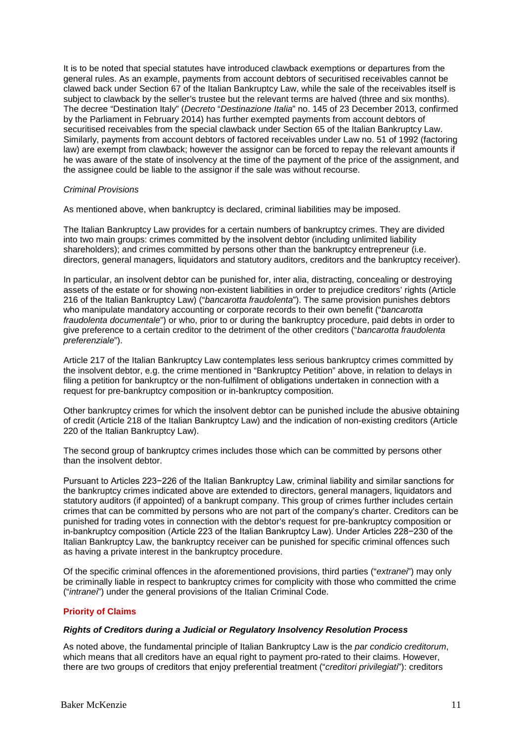It is to be noted that special statutes have introduced clawback exemptions or departures from the general rules. As an example, payments from account debtors of securitised receivables cannot be clawed back under Section 67 of the Italian Bankruptcy Law, while the sale of the receivables itself is subject to clawback by the seller's trustee but the relevant terms are halved (three and six months). The decree "Destination Italy" (*Decreto* "*Destinazione Italia*" no. 145 of 23 December 2013, confirmed by the Parliament in February 2014) has further exempted payments from account debtors of securitised receivables from the special clawback under Section 65 of the Italian Bankruptcy Law. Similarly, payments from account debtors of factored receivables under Law no. 51 of 1992 (factoring law) are exempt from clawback; however the assignor can be forced to repay the relevant amounts if he was aware of the state of insolvency at the time of the payment of the price of the assignment, and the assignee could be liable to the assignor if the sale was without recourse.

*Criminal Provisions*

As mentioned above, when bankruptcy is declared, criminal liabilities may be imposed.

The Italian Bankruptcy Law provides for a certain numbers of bankruptcy crimes. They are divided into two main groups: crimes committed by the insolvent debtor (including unlimited liability shareholders); and crimes committed by persons other than the bankruptcy entrepreneur (i.e. directors, general managers, liquidators and statutory auditors, creditors and the bankruptcy receiver).

In particular, an insolvent debtor can be punished for, inter alia, distracting, concealing or destroying assets of the estate or for showing non-existent liabilities in order to prejudice creditors' rights (Article 216 of the Italian Bankruptcy Law) ("*bancarotta fraudolenta*"). The same provision punishes debtors who manipulate mandatory accounting or corporate records to their own benefit ("*bancarotta fraudolenta documentale*") or who, prior to or during the bankruptcy procedure, paid debts in order to give preference to a certain creditor to the detriment of the other creditors ("*bancarotta fraudolenta preferenziale*").

Article 217 of the Italian Bankruptcy Law contemplates less serious bankruptcy crimes committed by the insolvent debtor, e.g. the crime mentioned in "Bankruptcy Petition" above, in relation to delays in filing a petition for bankruptcy or the non-fulfilment of obligations undertaken in connection with a request for pre-bankruptcy composition or in-bankruptcy composition.

Other bankruptcy crimes for which the insolvent debtor can be punished include the abusive obtaining of credit (Article 218 of the Italian Bankruptcy Law) and the indication of non-existing creditors (Article 220 of the Italian Bankruptcy Law).

The second group of bankruptcy crimes includes those which can be committed by persons other than the insolvent debtor.

Pursuant to Articles 223−226 of the Italian Bankruptcy Law, criminal liability and similar sanctions for the bankruptcy crimes indicated above are extended to directors, general managers, liquidators and statutory auditors (if appointed) of a bankrupt company. This group of crimes further includes certain crimes that can be committed by persons who are not part of the company's charter. Creditors can be punished for trading votes in connection with the debtor's request for pre-bankruptcy composition or in-bankruptcy composition (Article 223 of the Italian Bankruptcy Law). Under Articles 228−230 of the Italian Bankruptcy Law, the bankruptcy receiver can be punished for specific criminal offences such as having a private interest in the bankruptcy procedure.

Of the specific criminal offences in the aforementioned provisions, third parties ("*extranei*") may only be criminally liable in respect to bankruptcy crimes for complicity with those who committed the crime ("*intranei*") under the general provisions of the Italian Criminal Code.

## Priority of Claims

### *Rights of Creditors during a Judicial or Regulatory Insolvency Resolution Process*

As noted above, the fundamental principle of Italian Bankruptcy Law is the *par condicio creditorum*, which means that all creditors have an equal right to payment pro-rated to their claims. However, there are two groups of creditors that enjoy preferential treatment ("*creditori privilegiati*"): creditors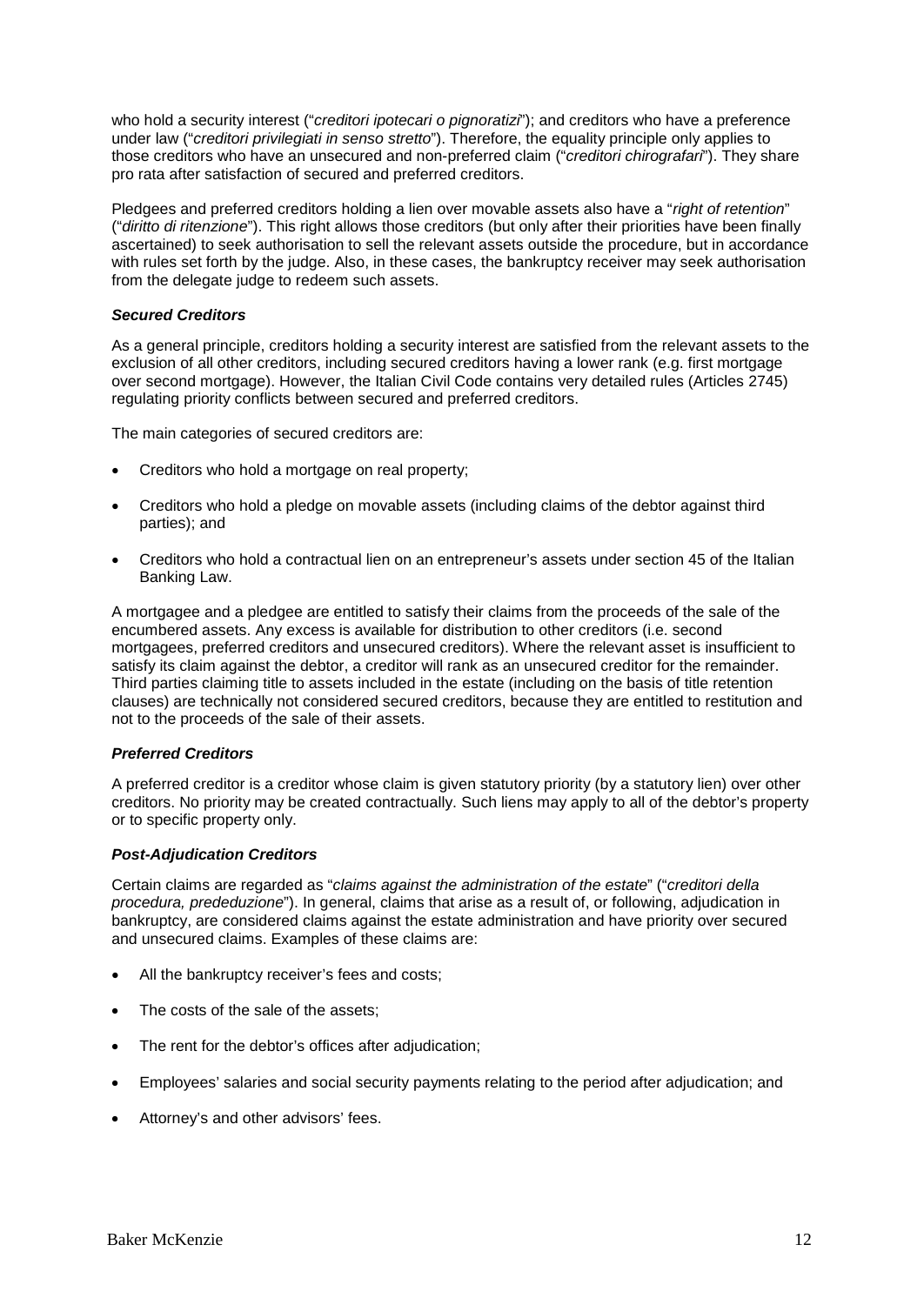who hold a security interest ("*creditori ipotecari o pignoratizi*"); and creditors who have a preference under law ("*creditori privilegiati in senso stretto*"). Therefore, the equality principle only applies to those creditors who have an unsecured and non-preferred claim ("*creditori chirografari*"). They share pro rata after satisfaction of secured and preferred creditors.

Pledgees and preferred creditors holding a lien over movable assets also have a "*right of retention*" ("*diritto di ritenzione*"). This right allows those creditors (but only after their priorities have been finally ascertained) to seek authorisation to sell the relevant assets outside the procedure, but in accordance with rules set forth by the judge. Also, in these cases, the bankruptcy receiver may seek authorisation from the delegate judge to redeem such assets.

***Secured Creditors***

As a general principle, creditors holding a security interest are satisfied from the relevant assets to the exclusion of all other creditors, including secured creditors having a lower rank (e.g. first mortgage over second mortgage). However, the Italian Civil Code contains very detailed rules (Articles 2745) regulating priority conflicts between secured and preferred creditors.

The main categories of secured creditors are:

- Creditors who hold a mortgage on real property;
- Creditors who hold a pledge on movable assets (including claims of the debtor against third parties); and
- Creditors who hold a contractual lien on an entrepreneur's assets under section 45 of the Italian Banking Law.

A mortgagee and a pledgee are entitled to satisfy their claims from the proceeds of the sale of the encumbered assets. Any excess is available for distribution to other creditors (i.e. second mortgagees, preferred creditors and unsecured creditors). Where the relevant asset is insufficient to satisfy its claim against the debtor, a creditor will rank as an unsecured creditor for the remainder. Third parties claiming title to assets included in the estate (including on the basis of title retention clauses) are technically not considered secured creditors, because they are entitled to restitution and not to the proceeds of the sale of their assets.

***Preferred Creditors***

A preferred creditor is a creditor whose claim is given statutory priority (by a statutory lien) over other creditors. No priority may be created contractually. Such liens may apply to all of the debtor's property or to specific property only.

***Post-Adjudication Creditors***

Certain claims are regarded as "*claims against the administration of the estate*" ("*creditori della procedura, prededuzione*"). In general, claims that arise as a result of, or following, adjudication in bankruptcy, are considered claims against the estate administration and have priority over secured and unsecured claims. Examples of these claims are:

- All the bankruptcy receiver's fees and costs;
- The costs of the sale of the assets;
- The rent for the debtor's offices after adjudication;
- Employees' salaries and social security payments relating to the period after adjudication; and
- Attorney's and other advisors' fees.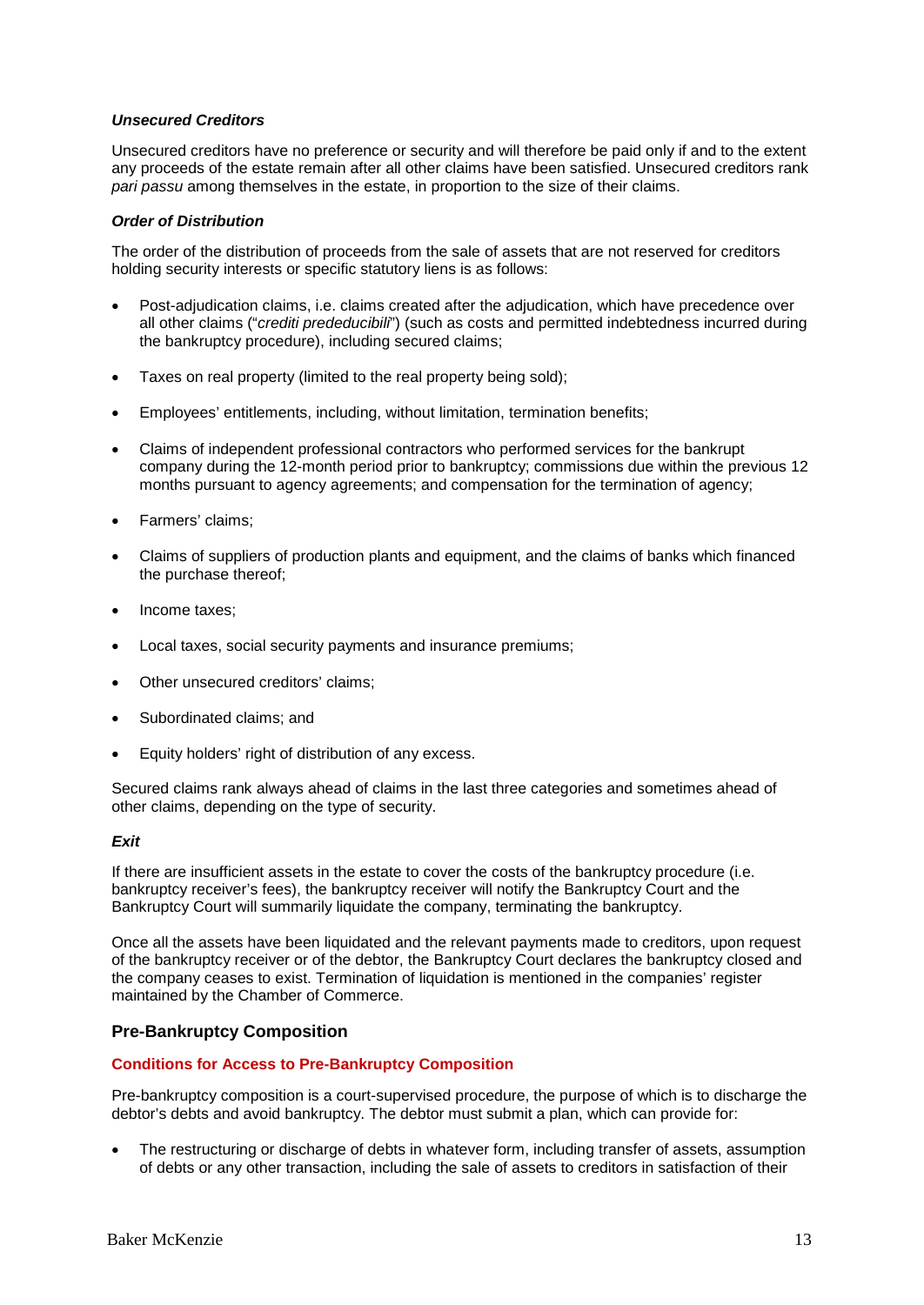#### *Unsecured Creditors*

Unsecured creditors have no preference or security and will therefore be paid only if and to the extent any proceeds of the estate remain after all other claims have been satisfied. Unsecured creditors rank *pari passu* among themselves in the estate, in proportion to the size of their claims.

#### *Order of Distribution*

The order of the distribution of proceeds from the sale of assets that are not reserved for creditors holding security interests or specific statutory liens is as follows:

- Post-adjudication claims, i.e. claims created after the adjudication, which have precedence over all other claims ("*crediti prededucibili*") (such as costs and permitted indebtedness incurred during the bankruptcy procedure), including secured claims;
- Taxes on real property (limited to the real property being sold);
- Employees' entitlements, including, without limitation, termination benefits;
- Claims of independent professional contractors who performed services for the bankrupt company during the 12-month period prior to bankruptcy; commissions due within the previous 12 months pursuant to agency agreements; and compensation for the termination of agency;
- Farmers' claims;
- Claims of suppliers of production plants and equipment, and the claims of banks which financed the purchase thereof;
- Income taxes;
- Local taxes, social security payments and insurance premiums;
- Other unsecured creditors' claims;
- Subordinated claims; and
- Equity holders' right of distribution of any excess.

Secured claims rank always ahead of claims in the last three categories and sometimes ahead of other claims, depending on the type of security.

#### *Exit*

If there are insufficient assets in the estate to cover the costs of the bankruptcy procedure (i.e. bankruptcy receiver's fees), the bankruptcy receiver will notify the Bankruptcy Court and the Bankruptcy Court will summarily liquidate the company, terminating the bankruptcy.

Once all the assets have been liquidated and the relevant payments made to creditors, upon request of the bankruptcy receiver or of the debtor, the Bankruptcy Court declares the bankruptcy closed and the company ceases to exist. Termination of liquidation is mentioned in the companies' register maintained by the Chamber of Commerce.

## Pre-Bankruptcy Composition

### Conditions for Access to Pre-Bankruptcy Composition

Pre-bankruptcy composition is a court-supervised procedure, the purpose of which is to discharge the debtor's debts and avoid bankruptcy. The debtor must submit a plan, which can provide for:

- The restructuring or discharge of debts in whatever form, including transfer of assets, assumption of debts or any other transaction, including the sale of assets to creditors in satisfaction of their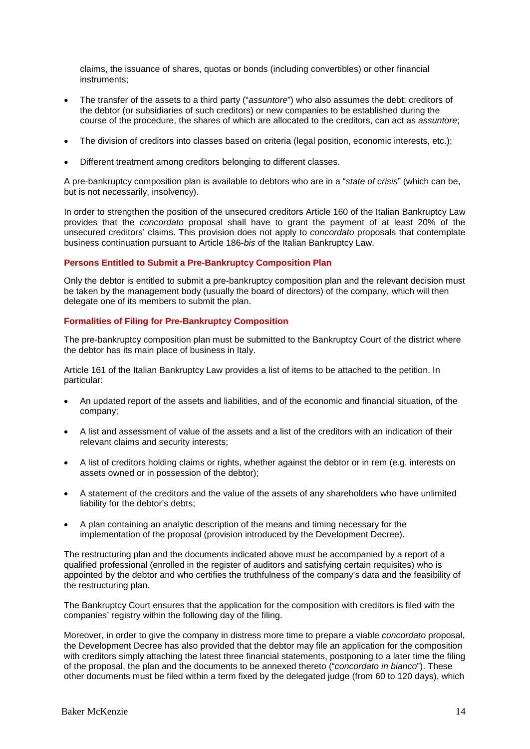claims, the issuance of shares, quotas or bonds (including convertibles) or other financial instruments;

- The transfer of the assets to a third party ("*assuntore*") who also assumes the debt; creditors of the debtor (or subsidiaries of such creditors) or new companies to be established during the course of the procedure, the shares of which are allocated to the creditors, can act as *assuntore*;
- The division of creditors into classes based on criteria (legal position, economic interests, etc.);
- Different treatment among creditors belonging to different classes.

A pre-bankruptcy composition plan is available to debtors who are in a "*state of crisis*" (which can be, but is not necessarily, insolvency).

In order to strengthen the position of the unsecured creditors Article 160 of the Italian Bankruptcy Law provides that the *concordato* proposal shall have to grant the payment of at least 20% of the unsecured creditors' claims. This provision does not apply to *concordato* proposals that contemplate business continuation pursuant to Article 186-*bis* of the Italian Bankruptcy Law.

#### Persons Entitled to Submit a Pre-Bankruptcy Composition Plan

Only the debtor is entitled to submit a pre-bankruptcy composition plan and the relevant decision must be taken by the management body (usually the board of directors) of the company, which will then delegate one of its members to submit the plan.

#### Formalities of Filing for Pre-Bankruptcy Composition

The pre-bankruptcy composition plan must be submitted to the Bankruptcy Court of the district where the debtor has its main place of business in Italy.

Article 161 of the Italian Bankruptcy Law provides a list of items to be attached to the petition. In particular:

- An updated report of the assets and liabilities, and of the economic and financial situation, of the company;
- A list and assessment of value of the assets and a list of the creditors with an indication of their relevant claims and security interests;
- A list of creditors holding claims or rights, whether against the debtor or in rem (e.g. interests on assets owned or in possession of the debtor);
- A statement of the creditors and the value of the assets of any shareholders who have unlimited liability for the debtor's debts;
- A plan containing an analytic description of the means and timing necessary for the implementation of the proposal (provision introduced by the Development Decree).

The restructuring plan and the documents indicated above must be accompanied by a report of a qualified professional (enrolled in the register of auditors and satisfying certain requisites) who is appointed by the debtor and who certifies the truthfulness of the company's data and the feasibility of the restructuring plan.

The Bankruptcy Court ensures that the application for the composition with creditors is filed with the companies' registry within the following day of the filing.

Moreover, in order to give the company in distress more time to prepare a viable *concordato* proposal, the Development Decree has also provided that the debtor may file an application for the composition with creditors simply attaching the latest three financial statements, postponing to a later time the filing of the proposal, the plan and the documents to be annexed thereto ("*concordato in bianco*"). These other documents must be filed within a term fixed by the delegated judge (from 60 to 120 days), which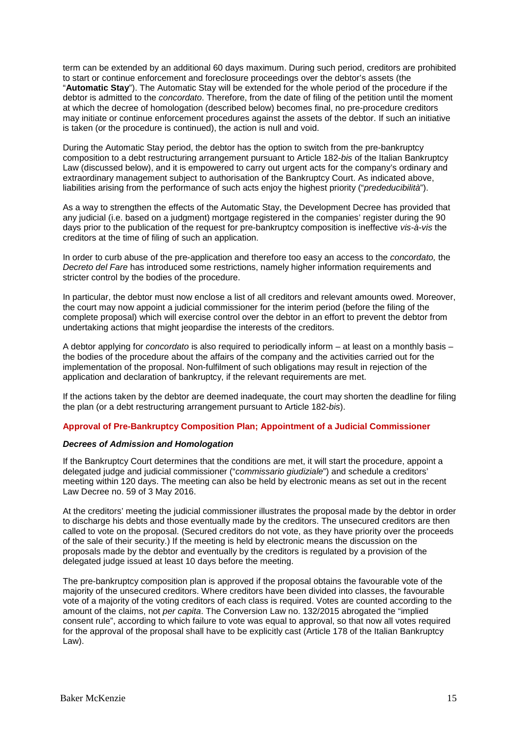term can be extended by an additional 60 days maximum. During such period, creditors are prohibited to start or continue enforcement and foreclosure proceedings over the debtor's assets (the "**Automatic Stay**"). The Automatic Stay will be extended for the whole period of the procedure if the debtor is admitted to the *concordato*. Therefore, from the date of filing of the petition until the moment at which the decree of homologation (described below) becomes final, no pre-procedure creditors may initiate or continue enforcement procedures against the assets of the debtor. If such an initiative is taken (or the procedure is continued), the action is null and void.

During the Automatic Stay period, the debtor has the option to switch from the pre-bankruptcy composition to a debt restructuring arrangement pursuant to Article 182-*bis* of the Italian Bankruptcy Law (discussed below), and it is empowered to carry out urgent acts for the company's ordinary and extraordinary management subject to authorisation of the Bankruptcy Court. As indicated above, liabilities arising from the performance of such acts enjoy the highest priority ("*prededucibilità*").

As a way to strengthen the effects of the Automatic Stay, the Development Decree has provided that any judicial (i.e. based on a judgment) mortgage registered in the companies' register during the 90 days prior to the publication of the request for pre-bankruptcy composition is ineffective *vis-à-vis* the creditors at the time of filing of such an application.

In order to curb abuse of the pre-application and therefore too easy an access to the *concordato,* the *Decreto del Fare* has introduced some restrictions, namely higher information requirements and stricter control by the bodies of the procedure.

In particular, the debtor must now enclose a list of all creditors and relevant amounts owed. Moreover, the court may now appoint a judicial commissioner for the interim period (before the filing of the complete proposal) which will exercise control over the debtor in an effort to prevent the debtor from undertaking actions that might jeopardise the interests of the creditors.

A debtor applying for *concordato* is also required to periodically inform – at least on a monthly basis – the bodies of the procedure about the affairs of the company and the activities carried out for the implementation of the proposal. Non-fulfilment of such obligations may result in rejection of the application and declaration of bankruptcy, if the relevant requirements are met.

If the actions taken by the debtor are deemed inadequate, the court may shorten the deadline for filing the plan (or a debt restructuring arrangement pursuant to Article 182-*bis*).

## Approval of Pre-Bankruptcy Composition Plan; Appointment of a Judicial Commissioner

### *Decrees of Admission and Homologation*

If the Bankruptcy Court determines that the conditions are met, it will start the procedure, appoint a delegated judge and judicial commissioner ("*commissario giudiziale*") and schedule a creditors' meeting within 120 days. The meeting can also be held by electronic means as set out in the recent Law Decree no. 59 of 3 May 2016.

At the creditors' meeting the judicial commissioner illustrates the proposal made by the debtor in order to discharge his debts and those eventually made by the creditors. The unsecured creditors are then called to vote on the proposal. (Secured creditors do not vote, as they have priority over the proceeds of the sale of their security.) If the meeting is held by electronic means the discussion on the proposals made by the debtor and eventually by the creditors is regulated by a provision of the delegated judge issued at least 10 days before the meeting.

The pre-bankruptcy composition plan is approved if the proposal obtains the favourable vote of the majority of the unsecured creditors. Where creditors have been divided into classes, the favourable vote of a majority of the voting creditors of each class is required. Votes are counted according to the amount of the claims, not *per capita*. The Conversion Law no. 132/2015 abrogated the "implied consent rule", according to which failure to vote was equal to approval, so that now all votes required for the approval of the proposal shall have to be explicitly cast (Article 178 of the Italian Bankruptcy Law).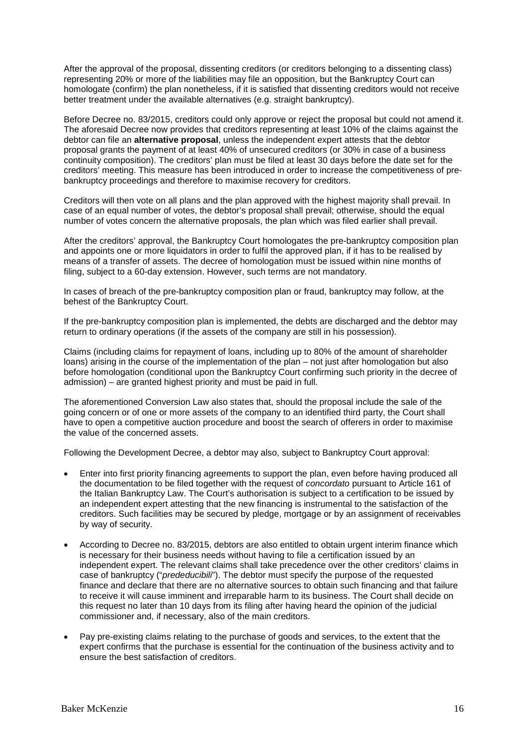After the approval of the proposal, dissenting creditors (or creditors belonging to a dissenting class) representing 20% or more of the liabilities may file an opposition, but the Bankruptcy Court can homologate (confirm) the plan nonetheless, if it is satisfied that dissenting creditors would not receive better treatment under the available alternatives (e.g. straight bankruptcy).

Before Decree no. 83/2015, creditors could only approve or reject the proposal but could not amend it. The aforesaid Decree now provides that creditors representing at least 10% of the claims against the debtor can file an **alternative proposal**, unless the independent expert attests that the debtor proposal grants the payment of at least 40% of unsecured creditors (or 30% in case of a business continuity composition). The creditors' plan must be filed at least 30 days before the date set for the creditors' meeting. This measure has been introduced in order to increase the competitiveness of pre-bankruptcy proceedings and therefore to maximise recovery for creditors.

Creditors will then vote on all plans and the plan approved with the highest majority shall prevail. In case of an equal number of votes, the debtor's proposal shall prevail; otherwise, should the equal number of votes concern the alternative proposals, the plan which was filed earlier shall prevail.

After the creditors' approval, the Bankruptcy Court homologates the pre-bankruptcy composition plan and appoints one or more liquidators in order to fulfil the approved plan, if it has to be realised by means of a transfer of assets. The decree of homologation must be issued within nine months of filing, subject to a 60-day extension. However, such terms are not mandatory.

In cases of breach of the pre-bankruptcy composition plan or fraud, bankruptcy may follow, at the behest of the Bankruptcy Court.

If the pre-bankruptcy composition plan is implemented, the debts are discharged and the debtor may return to ordinary operations (if the assets of the company are still in his possession).

Claims (including claims for repayment of loans, including up to 80% of the amount of shareholder loans) arising in the course of the implementation of the plan – not just after homologation but also before homologation (conditional upon the Bankruptcy Court confirming such priority in the decree of admission) – are granted highest priority and must be paid in full.

The aforementioned Conversion Law also states that, should the proposal include the sale of the going concern or of one or more assets of the company to an identified third party, the Court shall have to open a competitive auction procedure and boost the search of offerers in order to maximise the value of the concerned assets.

Following the Development Decree, a debtor may also, subject to Bankruptcy Court approval:

- Enter into first priority financing agreements to support the plan, even before having produced all the documentation to be filed together with the request of *concordato* pursuant to Article 161 of the Italian Bankruptcy Law. The Court's authorisation is subject to a certification to be issued by an independent expert attesting that the new financing is instrumental to the satisfaction of the creditors. Such facilities may be secured by pledge, mortgage or by an assignment of receivables by way of security.
- According to Decree no. 83/2015, debtors are also entitled to obtain urgent interim finance which is necessary for their business needs without having to file a certification issued by an independent expert. The relevant claims shall take precedence over the other creditors' claims in case of bankruptcy ("*prededucibili*"). The debtor must specify the purpose of the requested finance and declare that there are no alternative sources to obtain such financing and that failure to receive it will cause imminent and irreparable harm to its business. The Court shall decide on this request no later than 10 days from its filing after having heard the opinion of the judicial commissioner and, if necessary, also of the main creditors.
- Pay pre-existing claims relating to the purchase of goods and services, to the extent that the expert confirms that the purchase is essential for the continuation of the business activity and to ensure the best satisfaction of creditors.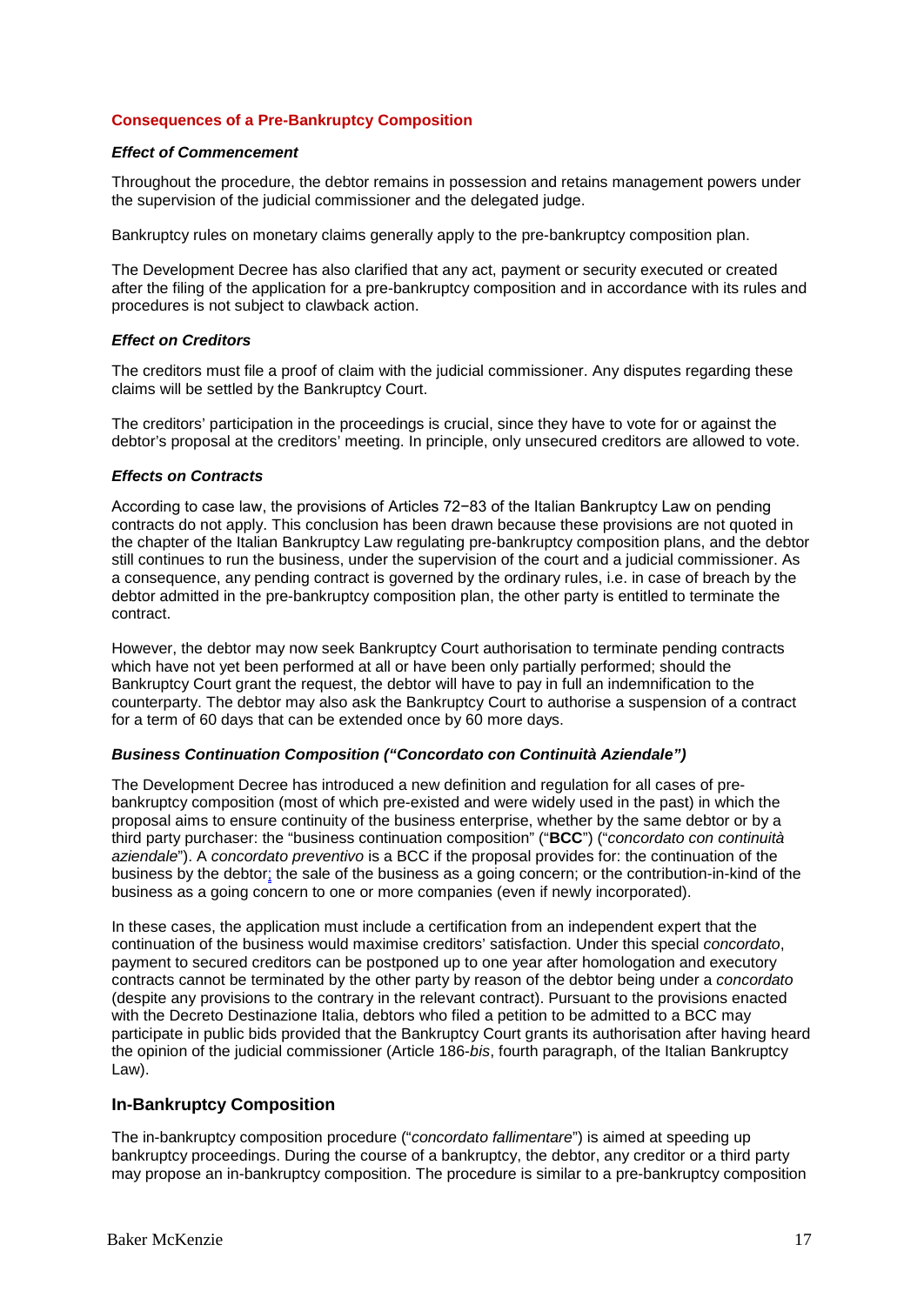## Consequences of a Pre-Bankruptcy Composition

### *Effect of Commencement*

Throughout the procedure, the debtor remains in possession and retains management powers under the supervision of the judicial commissioner and the delegated judge.

Bankruptcy rules on monetary claims generally apply to the pre-bankruptcy composition plan.

The Development Decree has also clarified that any act, payment or security executed or created after the filing of the application for a pre-bankruptcy composition and in accordance with its rules and procedures is not subject to clawback action.

### *Effect on Creditors*

The creditors must file a proof of claim with the judicial commissioner. Any disputes regarding these claims will be settled by the Bankruptcy Court.

The creditors' participation in the proceedings is crucial, since they have to vote for or against the debtor's proposal at the creditors' meeting. In principle, only unsecured creditors are allowed to vote.

### *Effects on Contracts*

According to case law, the provisions of Articles 72−83 of the Italian Bankruptcy Law on pending contracts do not apply. This conclusion has been drawn because these provisions are not quoted in the chapter of the Italian Bankruptcy Law regulating pre-bankruptcy composition plans, and the debtor still continues to run the business, under the supervision of the court and a judicial commissioner. As a consequence, any pending contract is governed by the ordinary rules, i.e. in case of breach by the debtor admitted in the pre-bankruptcy composition plan, the other party is entitled to terminate the contract.

However, the debtor may now seek Bankruptcy Court authorisation to terminate pending contracts which have not yet been performed at all or have been only partially performed; should the Bankruptcy Court grant the request, the debtor will have to pay in full an indemnification to the counterparty. The debtor may also ask the Bankruptcy Court to authorise a suspension of a contract for a term of 60 days that can be extended once by 60 more days.

### *Business Continuation Composition ("Concordato con Continuità Aziendale")*

The Development Decree has introduced a new definition and regulation for all cases of pre-bankruptcy composition (most of which pre-existed and were widely used in the past) in which the proposal aims to ensure continuity of the business enterprise, whether by the same debtor or by a third party purchaser: the "business continuation composition" ("**BCC**") ("*concordato con continuità aziendale*"). A *concordato preventivo* is a BCC if the proposal provides for: the continuation of the business by the debtor; the sale of the business as a going concern; or the contribution-in-kind of the business as a going concern to one or more companies (even if newly incorporated).

In these cases, the application must include a certification from an independent expert that the continuation of the business would maximise creditors' satisfaction. Under this special *concordato*, payment to secured creditors can be postponed up to one year after homologation and executory contracts cannot be terminated by the other party by reason of the debtor being under a *concordato* (despite any provisions to the contrary in the relevant contract). Pursuant to the provisions enacted with the Decreto Destinazione Italia, debtors who filed a petition to be admitted to a BCC may participate in public bids provided that the Bankruptcy Court grants its authorisation after having heard the opinion of the judicial commissioner (Article 186-*bis*, fourth paragraph, of the Italian Bankruptcy Law).

## In-Bankruptcy Composition

The in-bankruptcy composition procedure ("*concordato fallimentare*") is aimed at speeding up bankruptcy proceedings. During the course of a bankruptcy, the debtor, any creditor or a third party may propose an in-bankruptcy composition. The procedure is similar to a pre-bankruptcy composition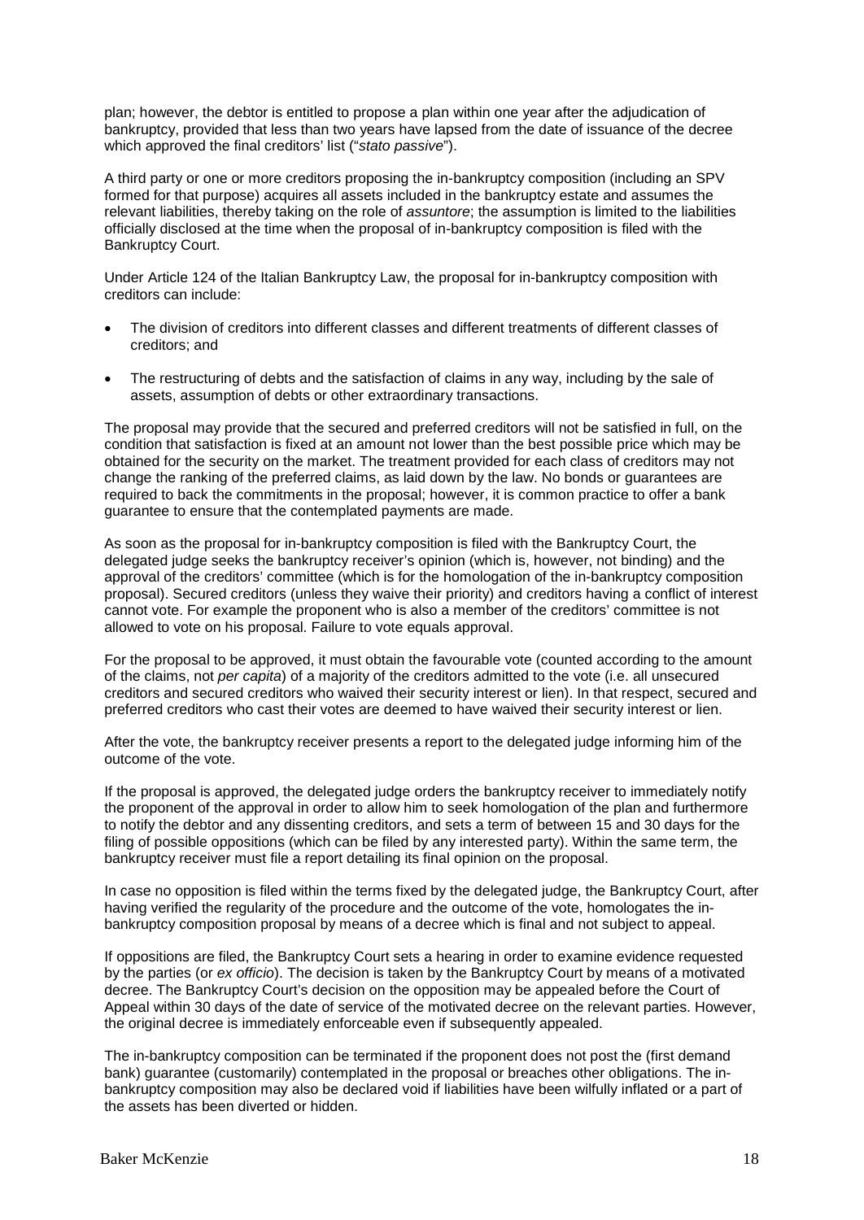plan; however, the debtor is entitled to propose a plan within one year after the adjudication of bankruptcy, provided that less than two years have lapsed from the date of issuance of the decree which approved the final creditors' list ("*stato passive*").

A third party or one or more creditors proposing the in-bankruptcy composition (including an SPV formed for that purpose) acquires all assets included in the bankruptcy estate and assumes the relevant liabilities, thereby taking on the role of *assuntore*; the assumption is limited to the liabilities officially disclosed at the time when the proposal of in-bankruptcy composition is filed with the Bankruptcy Court.

Under Article 124 of the Italian Bankruptcy Law, the proposal for in-bankruptcy composition with creditors can include:

- The division of creditors into different classes and different treatments of different classes of creditors; and
- The restructuring of debts and the satisfaction of claims in any way, including by the sale of assets, assumption of debts or other extraordinary transactions.

The proposal may provide that the secured and preferred creditors will not be satisfied in full, on the condition that satisfaction is fixed at an amount not lower than the best possible price which may be obtained for the security on the market. The treatment provided for each class of creditors may not change the ranking of the preferred claims, as laid down by the law. No bonds or guarantees are required to back the commitments in the proposal; however, it is common practice to offer a bank guarantee to ensure that the contemplated payments are made.

As soon as the proposal for in-bankruptcy composition is filed with the Bankruptcy Court, the delegated judge seeks the bankruptcy receiver's opinion (which is, however, not binding) and the approval of the creditors' committee (which is for the homologation of the in-bankruptcy composition proposal). Secured creditors (unless they waive their priority) and creditors having a conflict of interest cannot vote. For example the proponent who is also a member of the creditors' committee is not allowed to vote on his proposal. Failure to vote equals approval.

For the proposal to be approved, it must obtain the favourable vote (counted according to the amount of the claims, not *per capita*) of a majority of the creditors admitted to the vote (i.e. all unsecured creditors and secured creditors who waived their security interest or lien). In that respect, secured and preferred creditors who cast their votes are deemed to have waived their security interest or lien.

After the vote, the bankruptcy receiver presents a report to the delegated judge informing him of the outcome of the vote.

If the proposal is approved, the delegated judge orders the bankruptcy receiver to immediately notify the proponent of the approval in order to allow him to seek homologation of the plan and furthermore to notify the debtor and any dissenting creditors, and sets a term of between 15 and 30 days for the filing of possible oppositions (which can be filed by any interested party). Within the same term, the bankruptcy receiver must file a report detailing its final opinion on the proposal.

In case no opposition is filed within the terms fixed by the delegated judge, the Bankruptcy Court, after having verified the regularity of the procedure and the outcome of the vote, homologates the in-bankruptcy composition proposal by means of a decree which is final and not subject to appeal.

If oppositions are filed, the Bankruptcy Court sets a hearing in order to examine evidence requested by the parties (or *ex officio*). The decision is taken by the Bankruptcy Court by means of a motivated decree. The Bankruptcy Court's decision on the opposition may be appealed before the Court of Appeal within 30 days of the date of service of the motivated decree on the relevant parties. However, the original decree is immediately enforceable even if subsequently appealed.

The in-bankruptcy composition can be terminated if the proponent does not post the (first demand bank) guarantee (customarily) contemplated in the proposal or breaches other obligations. The in-bankruptcy composition may also be declared void if liabilities have been wilfully inflated or a part of the assets has been diverted or hidden.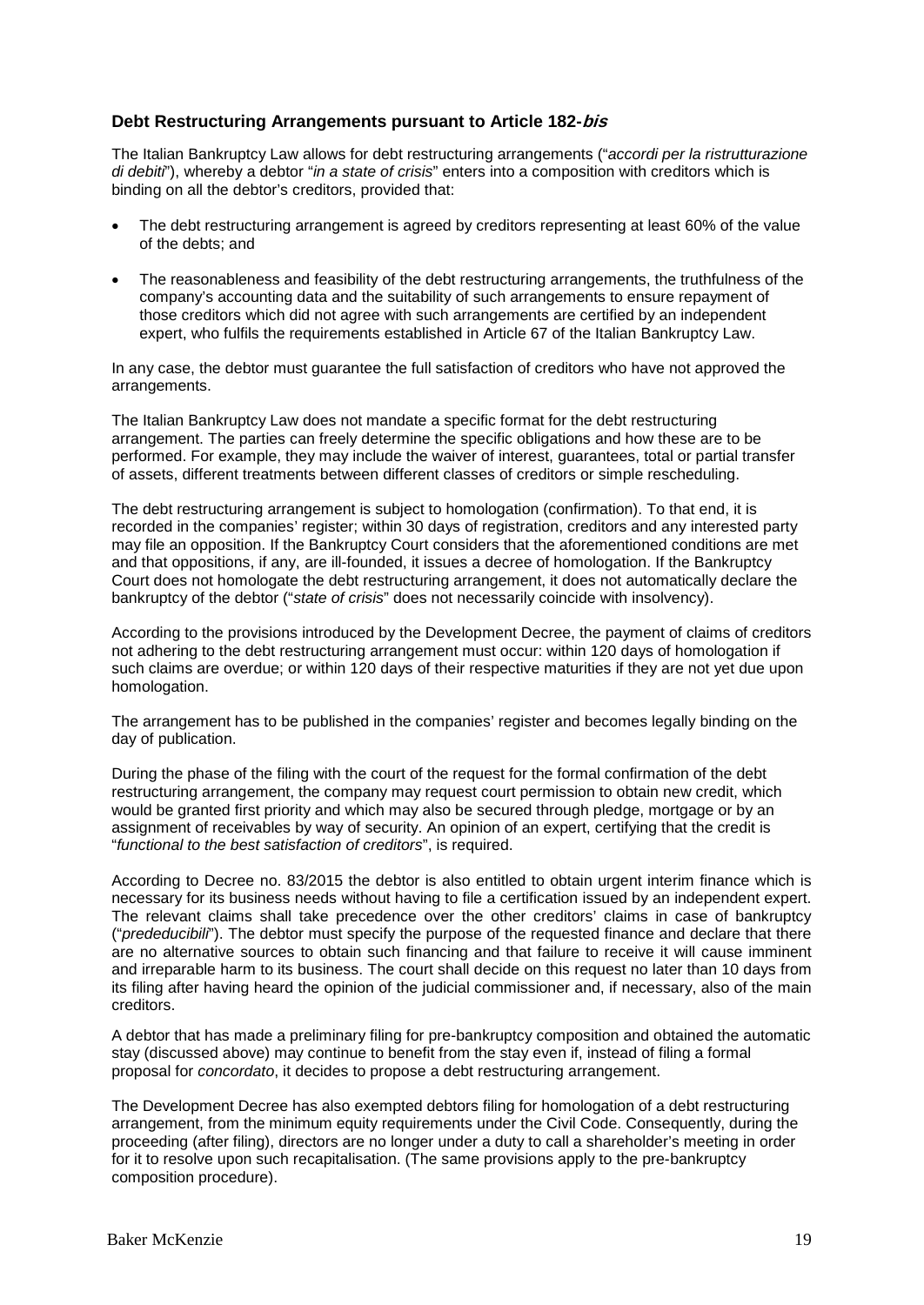### Debt Restructuring Arrangements pursuant to Article 182-*bis*

The Italian Bankruptcy Law allows for debt restructuring arrangements ("*accordi per la ristrutturazione di debiti*"), whereby a debtor "*in a state of crisis*" enters into a composition with creditors which is binding on all the debtor's creditors, provided that:

- The debt restructuring arrangement is agreed by creditors representing at least 60% of the value of the debts; and
- The reasonableness and feasibility of the debt restructuring arrangements, the truthfulness of the company's accounting data and the suitability of such arrangements to ensure repayment of those creditors which did not agree with such arrangements are certified by an independent expert, who fulfils the requirements established in Article 67 of the Italian Bankruptcy Law.

In any case, the debtor must guarantee the full satisfaction of creditors who have not approved the arrangements.

The Italian Bankruptcy Law does not mandate a specific format for the debt restructuring arrangement. The parties can freely determine the specific obligations and how these are to be performed. For example, they may include the waiver of interest, guarantees, total or partial transfer of assets, different treatments between different classes of creditors or simple rescheduling.

The debt restructuring arrangement is subject to homologation (confirmation). To that end, it is recorded in the companies' register; within 30 days of registration, creditors and any interested party may file an opposition. If the Bankruptcy Court considers that the aforementioned conditions are met and that oppositions, if any, are ill-founded, it issues a decree of homologation. If the Bankruptcy Court does not homologate the debt restructuring arrangement, it does not automatically declare the bankruptcy of the debtor ("*state of crisis*" does not necessarily coincide with insolvency).

According to the provisions introduced by the Development Decree, the payment of claims of creditors not adhering to the debt restructuring arrangement must occur: within 120 days of homologation if such claims are overdue; or within 120 days of their respective maturities if they are not yet due upon homologation.

The arrangement has to be published in the companies' register and becomes legally binding on the day of publication.

During the phase of the filing with the court of the request for the formal confirmation of the debt restructuring arrangement, the company may request court permission to obtain new credit, which would be granted first priority and which may also be secured through pledge, mortgage or by an assignment of receivables by way of security. An opinion of an expert, certifying that the credit is "*functional to the best satisfaction of creditors*", is required.

According to Decree no. 83/2015 the debtor is also entitled to obtain urgent interim finance which is necessary for its business needs without having to file a certification issued by an independent expert. The relevant claims shall take precedence over the other creditors' claims in case of bankruptcy ("*prededucibili*"). The debtor must specify the purpose of the requested finance and declare that there are no alternative sources to obtain such financing and that failure to receive it will cause imminent and irreparable harm to its business. The court shall decide on this request no later than 10 days from its filing after having heard the opinion of the judicial commissioner and, if necessary, also of the main creditors.

A debtor that has made a preliminary filing for pre-bankruptcy composition and obtained the automatic stay (discussed above) may continue to benefit from the stay even if, instead of filing a formal proposal for *concordato*, it decides to propose a debt restructuring arrangement.

The Development Decree has also exempted debtors filing for homologation of a debt restructuring arrangement, from the minimum equity requirements under the Civil Code. Consequently, during the proceeding (after filing), directors are no longer under a duty to call a shareholder's meeting in order for it to resolve upon such recapitalisation. (The same provisions apply to the pre-bankruptcy composition procedure).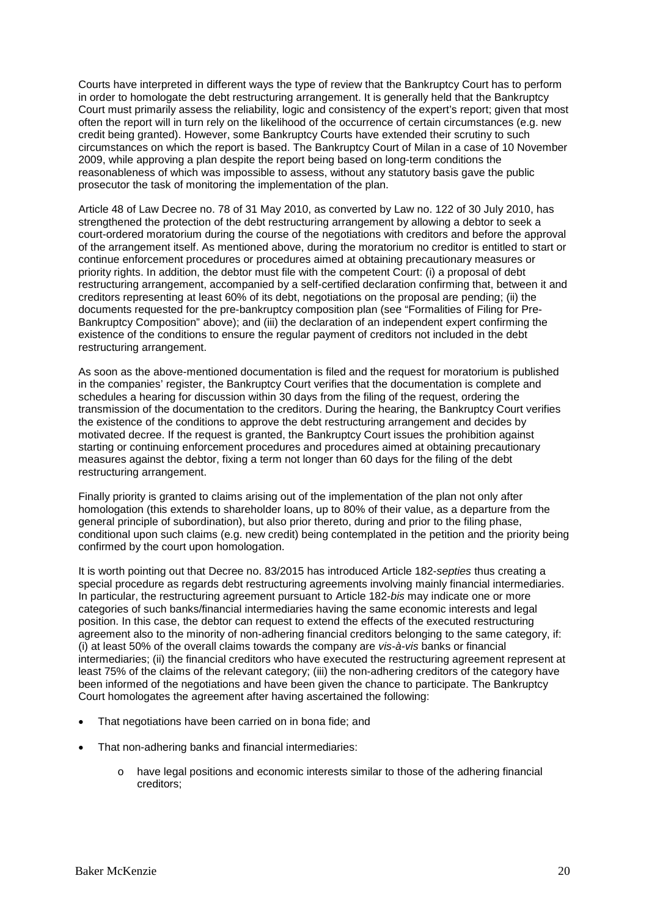Courts have interpreted in different ways the type of review that the Bankruptcy Court has to perform in order to homologate the debt restructuring arrangement. It is generally held that the Bankruptcy Court must primarily assess the reliability, logic and consistency of the expert's report; given that most often the report will in turn rely on the likelihood of the occurrence of certain circumstances (e.g. new credit being granted). However, some Bankruptcy Courts have extended their scrutiny to such circumstances on which the report is based. The Bankruptcy Court of Milan in a case of 10 November 2009, while approving a plan despite the report being based on long-term conditions the reasonableness of which was impossible to assess, without any statutory basis gave the public prosecutor the task of monitoring the implementation of the plan.

Article 48 of Law Decree no. 78 of 31 May 2010, as converted by Law no. 122 of 30 July 2010, has strengthened the protection of the debt restructuring arrangement by allowing a debtor to seek a court-ordered moratorium during the course of the negotiations with creditors and before the approval of the arrangement itself. As mentioned above, during the moratorium no creditor is entitled to start or continue enforcement procedures or procedures aimed at obtaining precautionary measures or priority rights. In addition, the debtor must file with the competent Court: (i) a proposal of debt restructuring arrangement, accompanied by a self-certified declaration confirming that, between it and creditors representing at least 60% of its debt, negotiations on the proposal are pending; (ii) the documents requested for the pre-bankruptcy composition plan (see "Formalities of Filing for Pre-Bankruptcy Composition" above); and (iii) the declaration of an independent expert confirming the existence of the conditions to ensure the regular payment of creditors not included in the debt restructuring arrangement.

As soon as the above-mentioned documentation is filed and the request for moratorium is published in the companies' register, the Bankruptcy Court verifies that the documentation is complete and schedules a hearing for discussion within 30 days from the filing of the request, ordering the transmission of the documentation to the creditors. During the hearing, the Bankruptcy Court verifies the existence of the conditions to approve the debt restructuring arrangement and decides by motivated decree. If the request is granted, the Bankruptcy Court issues the prohibition against starting or continuing enforcement procedures and procedures aimed at obtaining precautionary measures against the debtor, fixing a term not longer than 60 days for the filing of the debt restructuring arrangement.

Finally priority is granted to claims arising out of the implementation of the plan not only after homologation (this extends to shareholder loans, up to 80% of their value, as a departure from the general principle of subordination), but also prior thereto, during and prior to the filing phase, conditional upon such claims (e.g. new credit) being contemplated in the petition and the priority being confirmed by the court upon homologation.

It is worth pointing out that Decree no. 83/2015 has introduced Article 182-*septies* thus creating a special procedure as regards debt restructuring agreements involving mainly financial intermediaries. In particular, the restructuring agreement pursuant to Article 182-*bis* may indicate one or more categories of such banks/financial intermediaries having the same economic interests and legal position. In this case, the debtor can request to extend the effects of the executed restructuring agreement also to the minority of non-adhering financial creditors belonging to the same category, if: (i) at least 50% of the overall claims towards the company are *vis-à-vis* banks or financial intermediaries; (ii) the financial creditors who have executed the restructuring agreement represent at least 75% of the claims of the relevant category; (iii) the non-adhering creditors of the category have been informed of the negotiations and have been given the chance to participate. The Bankruptcy Court homologates the agreement after having ascertained the following:

- That negotiations have been carried on in bona fide; and
- That non-adhering banks and financial intermediaries:
  - have legal positions and economic interests similar to those of the adhering financial creditors;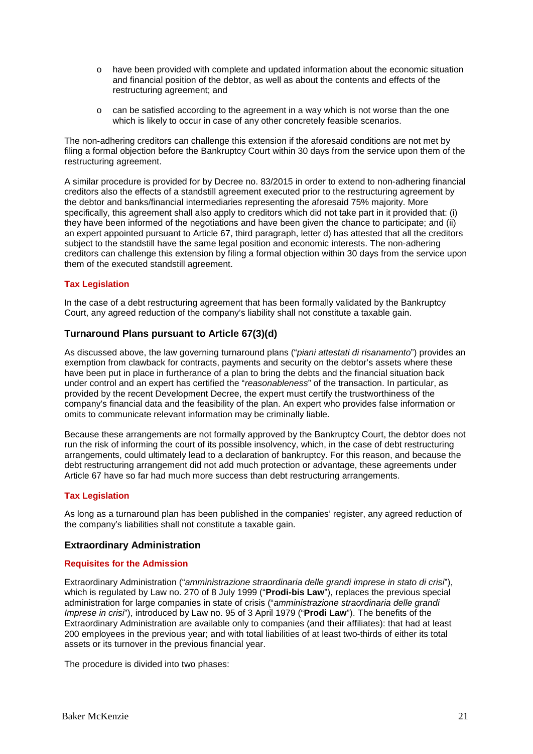- have been provided with complete and updated information about the economic situation and financial position of the debtor, as well as about the contents and effects of the restructuring agreement; and
- can be satisfied according to the agreement in a way which is not worse than the one which is likely to occur in case of any other concretely feasible scenarios.

The non-adhering creditors can challenge this extension if the aforesaid conditions are not met by filing a formal objection before the Bankruptcy Court within 30 days from the service upon them of the restructuring agreement.

A similar procedure is provided for by Decree no. 83/2015 in order to extend to non-adhering financial creditors also the effects of a standstill agreement executed prior to the restructuring agreement by the debtor and banks/financial intermediaries representing the aforesaid 75% majority. More specifically, this agreement shall also apply to creditors which did not take part in it provided that: (i) they have been informed of the negotiations and have been given the chance to participate; and (ii) an expert appointed pursuant to Article 67, third paragraph, letter d) has attested that all the creditors subject to the standstill have the same legal position and economic interests. The non-adhering creditors can challenge this extension by filing a formal objection within 30 days from the service upon them of the executed standstill agreement.

#### Tax Legislation

In the case of a debt restructuring agreement that has been formally validated by the Bankruptcy Court, any agreed reduction of the company's liability shall not constitute a taxable gain.

### Turnaround Plans pursuant to Article 67(3)(d)

As discussed above, the law governing turnaround plans ("*piani attestati di risanamento*") provides an exemption from clawback for contracts, payments and security on the debtor's assets where these have been put in place in furtherance of a plan to bring the debts and the financial situation back under control and an expert has certified the "*reasonableness*" of the transaction. In particular, as provided by the recent Development Decree, the expert must certify the trustworthiness of the company's financial data and the feasibility of the plan. An expert who provides false information or omits to communicate relevant information may be criminally liable.

Because these arrangements are not formally approved by the Bankruptcy Court, the debtor does not run the risk of informing the court of its possible insolvency, which, in the case of debt restructuring arrangements, could ultimately lead to a declaration of bankruptcy. For this reason, and because the debt restructuring arrangement did not add much protection or advantage, these agreements under Article 67 have so far had much more success than debt restructuring arrangements.

#### Tax Legislation

As long as a turnaround plan has been published in the companies' register, any agreed reduction of the company's liabilities shall not constitute a taxable gain.

### Extraordinary Administration

#### Requisites for the Admission

Extraordinary Administration ("*amministrazione straordinaria delle grandi imprese in stato di crisi*"), which is regulated by Law no. 270 of 8 July 1999 ("**Prodi-bis Law**"), replaces the previous special administration for large companies in state of crisis ("*amministrazione straordinaria delle grandi Imprese in crisi*"), introduced by Law no. 95 of 3 April 1979 ("**Prodi Law**"). The benefits of the Extraordinary Administration are available only to companies (and their affiliates): that had at least 200 employees in the previous year; and with total liabilities of at least two-thirds of either its total assets or its turnover in the previous financial year.

The procedure is divided into two phases: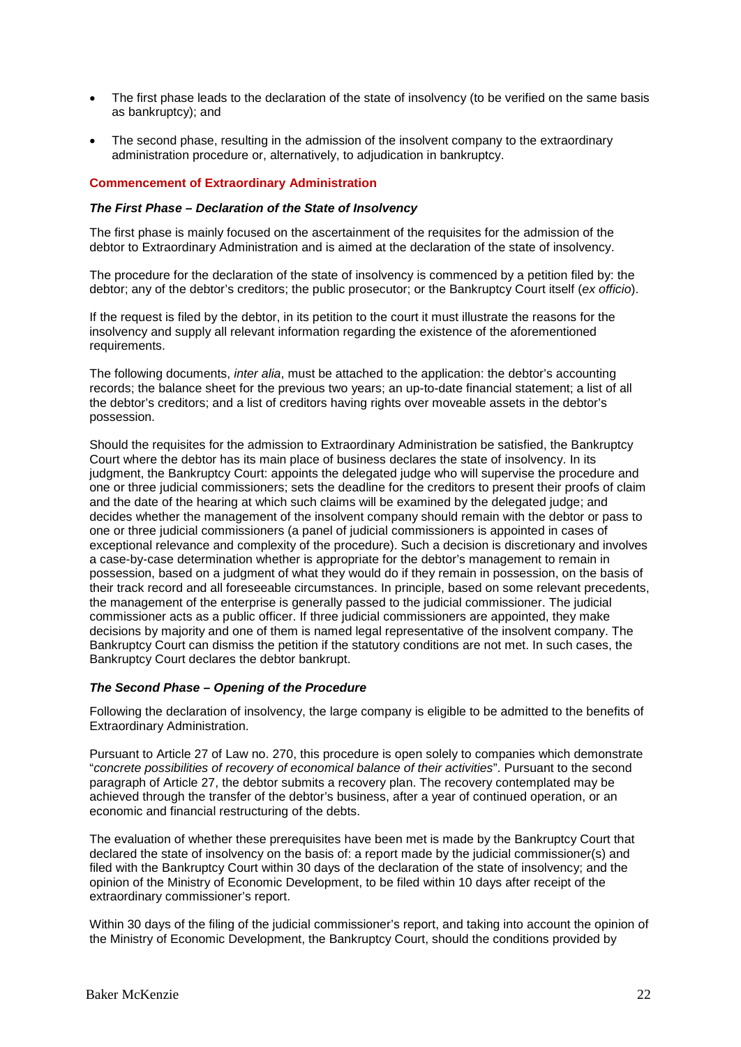- The first phase leads to the declaration of the state of insolvency (to be verified on the same basis as bankruptcy); and
- The second phase, resulting in the admission of the insolvent company to the extraordinary administration procedure or, alternatively, to adjudication in bankruptcy.

## Commencement of Extraordinary Administration

### *The First Phase – Declaration of the State of Insolvency*

The first phase is mainly focused on the ascertainment of the requisites for the admission of the debtor to Extraordinary Administration and is aimed at the declaration of the state of insolvency.

The procedure for the declaration of the state of insolvency is commenced by a petition filed by: the debtor; any of the debtor's creditors; the public prosecutor; or the Bankruptcy Court itself (*ex officio*).

If the request is filed by the debtor, in its petition to the court it must illustrate the reasons for the insolvency and supply all relevant information regarding the existence of the aforementioned requirements.

The following documents, *inter alia*, must be attached to the application: the debtor's accounting records; the balance sheet for the previous two years; an up-to-date financial statement; a list of all the debtor's creditors; and a list of creditors having rights over moveable assets in the debtor's possession.

Should the requisites for the admission to Extraordinary Administration be satisfied, the Bankruptcy Court where the debtor has its main place of business declares the state of insolvency. In its judgment, the Bankruptcy Court: appoints the delegated judge who will supervise the procedure and one or three judicial commissioners; sets the deadline for the creditors to present their proofs of claim and the date of the hearing at which such claims will be examined by the delegated judge; and decides whether the management of the insolvent company should remain with the debtor or pass to one or three judicial commissioners (a panel of judicial commissioners is appointed in cases of exceptional relevance and complexity of the procedure). Such a decision is discretionary and involves a case-by-case determination whether is appropriate for the debtor's management to remain in possession, based on a judgment of what they would do if they remain in possession, on the basis of their track record and all foreseeable circumstances. In principle, based on some relevant precedents, the management of the enterprise is generally passed to the judicial commissioner. The judicial commissioner acts as a public officer. If three judicial commissioners are appointed, they make decisions by majority and one of them is named legal representative of the insolvent company. The Bankruptcy Court can dismiss the petition if the statutory conditions are not met. In such cases, the Bankruptcy Court declares the debtor bankrupt.

### *The Second Phase – Opening of the Procedure*

Following the declaration of insolvency, the large company is eligible to be admitted to the benefits of Extraordinary Administration.

Pursuant to Article 27 of Law no. 270, this procedure is open solely to companies which demonstrate "*concrete possibilities of recovery of economical balance of their activities*". Pursuant to the second paragraph of Article 27, the debtor submits a recovery plan. The recovery contemplated may be achieved through the transfer of the debtor's business, after a year of continued operation, or an economic and financial restructuring of the debts.

The evaluation of whether these prerequisites have been met is made by the Bankruptcy Court that declared the state of insolvency on the basis of: a report made by the judicial commissioner(s) and filed with the Bankruptcy Court within 30 days of the declaration of the state of insolvency; and the opinion of the Ministry of Economic Development, to be filed within 10 days after receipt of the extraordinary commissioner's report.

Within 30 days of the filing of the judicial commissioner's report, and taking into account the opinion of the Ministry of Economic Development, the Bankruptcy Court, should the conditions provided by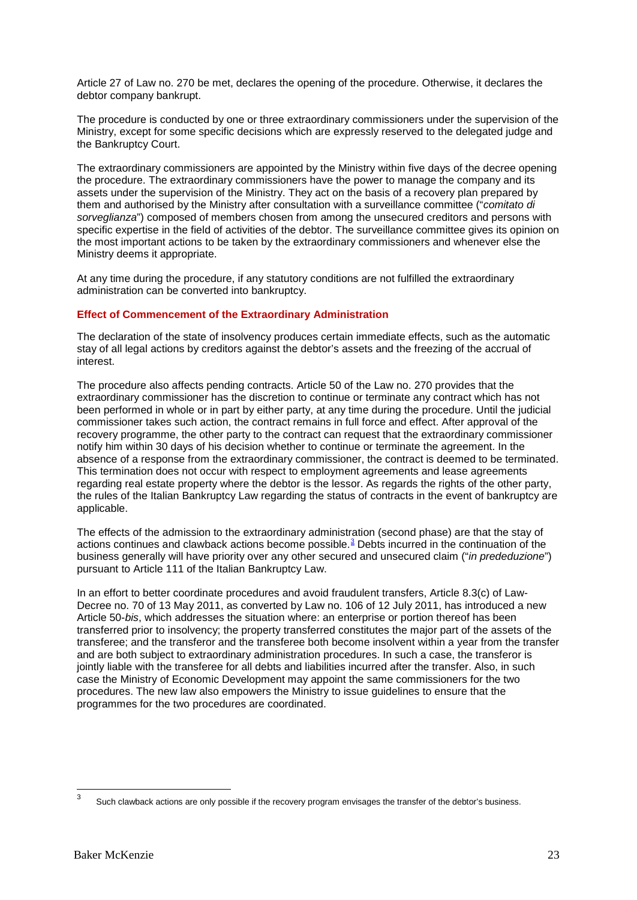Article 27 of Law no. 270 be met, declares the opening of the procedure. Otherwise, it declares the debtor company bankrupt.

The procedure is conducted by one or three extraordinary commissioners under the supervision of the Ministry, except for some specific decisions which are expressly reserved to the delegated judge and the Bankruptcy Court.

The extraordinary commissioners are appointed by the Ministry within five days of the decree opening the procedure. The extraordinary commissioners have the power to manage the company and its assets under the supervision of the Ministry. They act on the basis of a recovery plan prepared by them and authorised by the Ministry after consultation with a surveillance committee ("*comitato di sorveglianza*") composed of members chosen from among the unsecured creditors and persons with specific expertise in the field of activities of the debtor. The surveillance committee gives its opinion on the most important actions to be taken by the extraordinary commissioners and whenever else the Ministry deems it appropriate.

At any time during the procedure, if any statutory conditions are not fulfilled the extraordinary administration can be converted into bankruptcy.

### Effect of Commencement of the Extraordinary Administration

The declaration of the state of insolvency produces certain immediate effects, such as the automatic stay of all legal actions by creditors against the debtor's assets and the freezing of the accrual of interest.

The procedure also affects pending contracts. Article 50 of the Law no. 270 provides that the extraordinary commissioner has the discretion to continue or terminate any contract which has not been performed in whole or in part by either party, at any time during the procedure. Until the judicial commissioner takes such action, the contract remains in full force and effect. After approval of the recovery programme, the other party to the contract can request that the extraordinary commissioner notify him within 30 days of his decision whether to continue or terminate the agreement. In the absence of a response from the extraordinary commissioner, the contract is deemed to be terminated. This termination does not occur with respect to employment agreements and lease agreements regarding real estate property where the debtor is the lessor. As regards the rights of the other party, the rules of the Italian Bankruptcy Law regarding the status of contracts in the event of bankruptcy are applicable.

The effects of the admission to the extraordinary administration (second phase) are that the stay of actions continues and clawback actions become possible.[3] Debts incurred in the continuation of the business generally will have priority over any other secured and unsecured claim ("*in prededuzione*") pursuant to Article 111 of the Italian Bankruptcy Law.

In an effort to better coordinate procedures and avoid fraudulent transfers, Article 8.3(c) of Law-Decree no. 70 of 13 May 2011, as converted by Law no. 106 of 12 July 2011, has introduced a new Article 50-*bis*, which addresses the situation where: an enterprise or portion thereof has been transferred prior to insolvency; the property transferred constitutes the major part of the assets of the transferee; and the transferor and the transferee both become insolvent within a year from the transfer and are both subject to extraordinary administration procedures. In such a case, the transferor is jointly liable with the transferee for all debts and liabilities incurred after the transfer. Also, in such case the Ministry of Economic Development may appoint the same commissioners for the two procedures. The new law also empowers the Ministry to issue guidelines to ensure that the programmes for the two procedures are coordinated.

---

[3] Such clawback actions are only possible if the recovery program envisages the transfer of the debtor's business.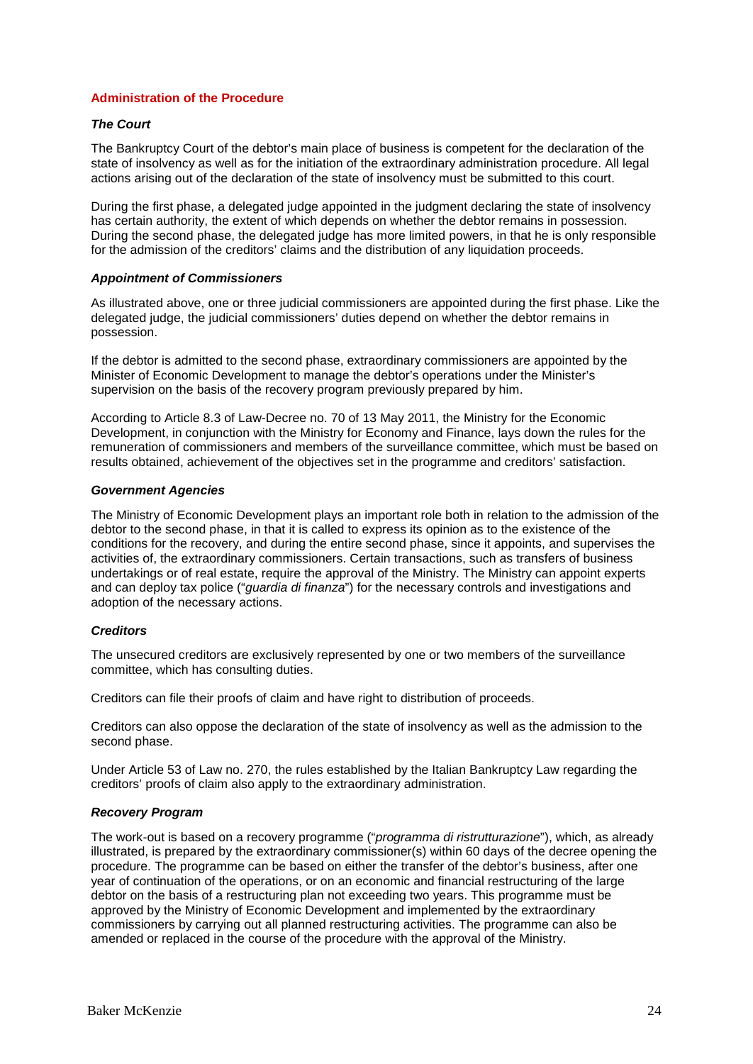## Administration of the Procedure

### *The Court*

The Bankruptcy Court of the debtor's main place of business is competent for the declaration of the state of insolvency as well as for the initiation of the extraordinary administration procedure. All legal actions arising out of the declaration of the state of insolvency must be submitted to this court.

During the first phase, a delegated judge appointed in the judgment declaring the state of insolvency has certain authority, the extent of which depends on whether the debtor remains in possession. During the second phase, the delegated judge has more limited powers, in that he is only responsible for the admission of the creditors' claims and the distribution of any liquidation proceeds.

### *Appointment of Commissioners*

As illustrated above, one or three judicial commissioners are appointed during the first phase. Like the delegated judge, the judicial commissioners' duties depend on whether the debtor remains in possession.

If the debtor is admitted to the second phase, extraordinary commissioners are appointed by the Minister of Economic Development to manage the debtor's operations under the Minister's supervision on the basis of the recovery program previously prepared by him.

According to Article 8.3 of Law-Decree no. 70 of 13 May 2011, the Ministry for the Economic Development, in conjunction with the Ministry for Economy and Finance, lays down the rules for the remuneration of commissioners and members of the surveillance committee, which must be based on results obtained, achievement of the objectives set in the programme and creditors' satisfaction.

### *Government Agencies*

The Ministry of Economic Development plays an important role both in relation to the admission of the debtor to the second phase, in that it is called to express its opinion as to the existence of the conditions for the recovery, and during the entire second phase, since it appoints, and supervises the activities of, the extraordinary commissioners. Certain transactions, such as transfers of business undertakings or of real estate, require the approval of the Ministry. The Ministry can appoint experts and can deploy tax police ("*guardia di finanza*") for the necessary controls and investigations and adoption of the necessary actions.

### *Creditors*

The unsecured creditors are exclusively represented by one or two members of the surveillance committee, which has consulting duties.

Creditors can file their proofs of claim and have right to distribution of proceeds.

Creditors can also oppose the declaration of the state of insolvency as well as the admission to the second phase.

Under Article 53 of Law no. 270, the rules established by the Italian Bankruptcy Law regarding the creditors' proofs of claim also apply to the extraordinary administration.

### *Recovery Program*

The work-out is based on a recovery programme ("*programma di ristrutturazione*"), which, as already illustrated, is prepared by the extraordinary commissioner(s) within 60 days of the decree opening the procedure. The programme can be based on either the transfer of the debtor's business, after one year of continuation of the operations, or on an economic and financial restructuring of the large debtor on the basis of a restructuring plan not exceeding two years. This programme must be approved by the Ministry of Economic Development and implemented by the extraordinary commissioners by carrying out all planned restructuring activities. The programme can also be amended or replaced in the course of the procedure with the approval of the Ministry.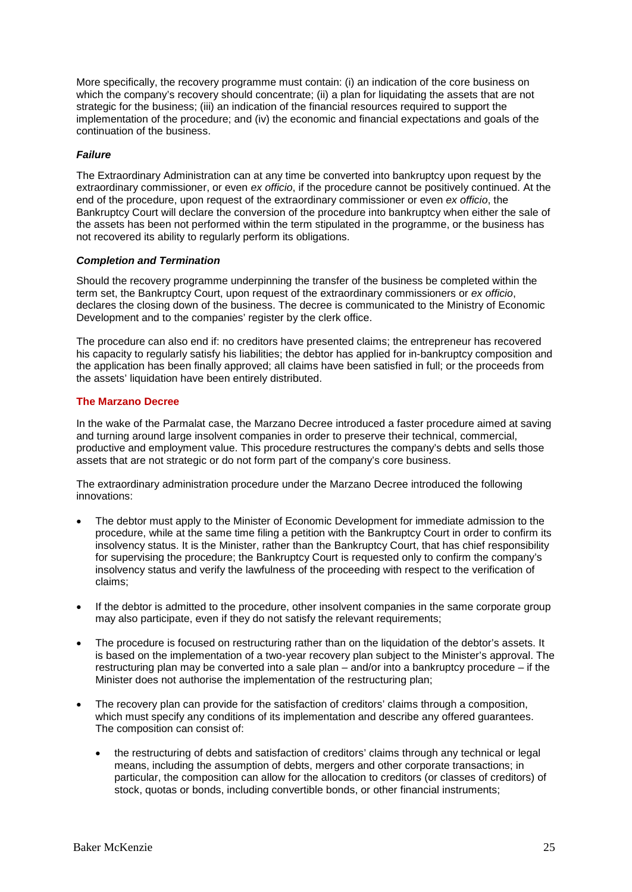More specifically, the recovery programme must contain: (i) an indication of the core business on which the company's recovery should concentrate; (ii) a plan for liquidating the assets that are not strategic for the business; (iii) an indication of the financial resources required to support the implementation of the procedure; and (iv) the economic and financial expectations and goals of the continuation of the business.

#### *Failure*

The Extraordinary Administration can at any time be converted into bankruptcy upon request by the extraordinary commissioner, or even *ex officio*, if the procedure cannot be positively continued. At the end of the procedure, upon request of the extraordinary commissioner or even *ex officio*, the Bankruptcy Court will declare the conversion of the procedure into bankruptcy when either the sale of the assets has been not performed within the term stipulated in the programme, or the business has not recovered its ability to regularly perform its obligations.

#### *Completion and Termination*

Should the recovery programme underpinning the transfer of the business be completed within the term set, the Bankruptcy Court, upon request of the extraordinary commissioners or *ex officio*, declares the closing down of the business. The decree is communicated to the Ministry of Economic Development and to the companies' register by the clerk office.

The procedure can also end if: no creditors have presented claims; the entrepreneur has recovered his capacity to regularly satisfy his liabilities; the debtor has applied for in-bankruptcy composition and the application has been finally approved; all claims have been satisfied in full; or the proceeds from the assets' liquidation have been entirely distributed.

### The Marzano Decree

In the wake of the Parmalat case, the Marzano Decree introduced a faster procedure aimed at saving and turning around large insolvent companies in order to preserve their technical, commercial, productive and employment value. This procedure restructures the company's debts and sells those assets that are not strategic or do not form part of the company's core business.

The extraordinary administration procedure under the Marzano Decree introduced the following innovations:

- The debtor must apply to the Minister of Economic Development for immediate admission to the procedure, while at the same time filing a petition with the Bankruptcy Court in order to confirm its insolvency status. It is the Minister, rather than the Bankruptcy Court, that has chief responsibility for supervising the procedure; the Bankruptcy Court is requested only to confirm the company's insolvency status and verify the lawfulness of the proceeding with respect to the verification of claims;
- If the debtor is admitted to the procedure, other insolvent companies in the same corporate group may also participate, even if they do not satisfy the relevant requirements;
- The procedure is focused on restructuring rather than on the liquidation of the debtor's assets. It is based on the implementation of a two-year recovery plan subject to the Minister's approval. The restructuring plan may be converted into a sale plan – and/or into a bankruptcy procedure – if the Minister does not authorise the implementation of the restructuring plan;
- The recovery plan can provide for the satisfaction of creditors' claims through a composition, which must specify any conditions of its implementation and describe any offered guarantees. The composition can consist of:
  - the restructuring of debts and satisfaction of creditors' claims through any technical or legal means, including the assumption of debts, mergers and other corporate transactions; in particular, the composition can allow for the allocation to creditors (or classes of creditors) of stock, quotas or bonds, including convertible bonds, or other financial instruments;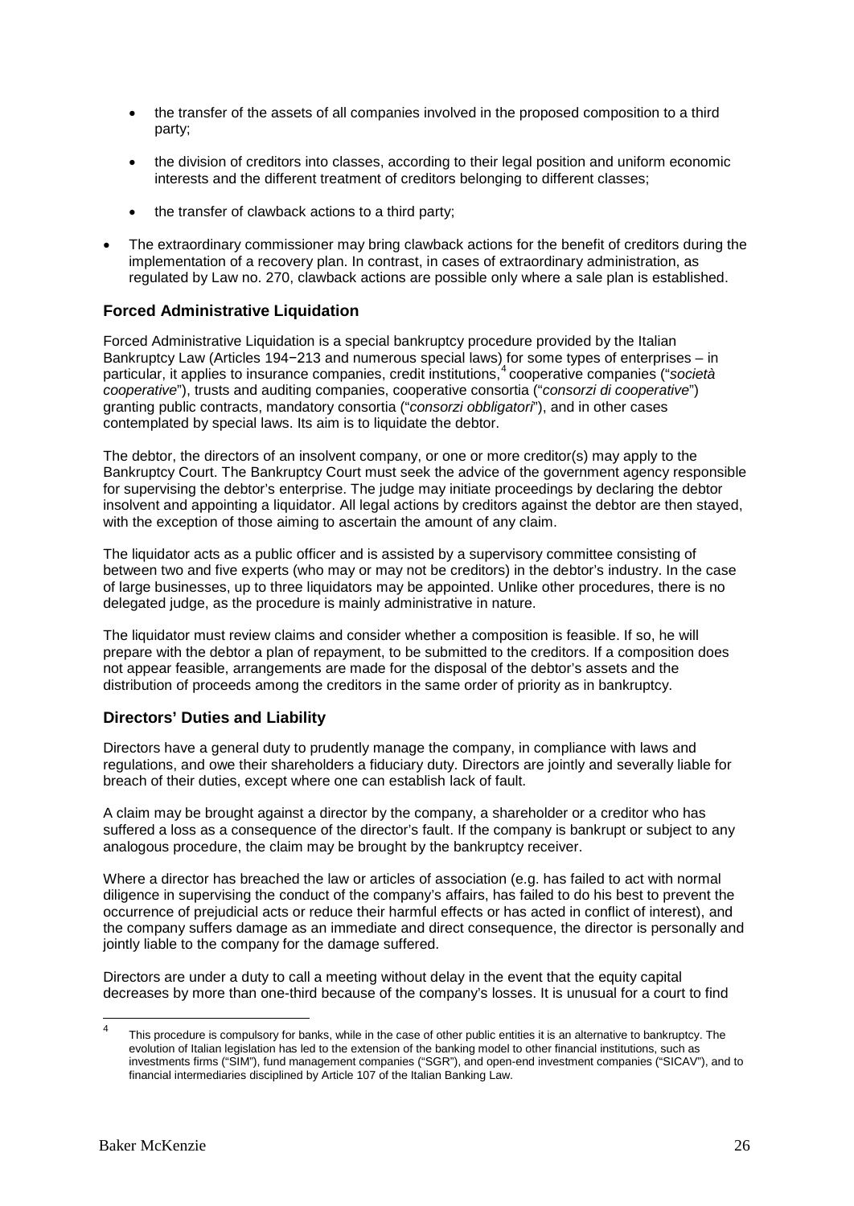- the transfer of the assets of all companies involved in the proposed composition to a third party;

- the division of creditors into classes, according to their legal position and uniform economic interests and the different treatment of creditors belonging to different classes;

- the transfer of clawback actions to a third party;

- The extraordinary commissioner may bring clawback actions for the benefit of creditors during the implementation of a recovery plan. In contrast, in cases of extraordinary administration, as regulated by Law no. 270, clawback actions are possible only where a sale plan is established.

### Forced Administrative Liquidation

Forced Administrative Liquidation is a special bankruptcy procedure provided by the Italian Bankruptcy Law (Articles 194−213 and numerous special laws) for some types of enterprises – in particular, it applies to insurance companies, credit institutions,[4] cooperative companies ("*società cooperative*"), trusts and auditing companies, cooperative consortia ("*consorzi di cooperative*") granting public contracts, mandatory consortia ("*consorzi obbligatori*"), and in other cases contemplated by special laws. Its aim is to liquidate the debtor.

The debtor, the directors of an insolvent company, or one or more creditor(s) may apply to the Bankruptcy Court. The Bankruptcy Court must seek the advice of the government agency responsible for supervising the debtor's enterprise. The judge may initiate proceedings by declaring the debtor insolvent and appointing a liquidator. All legal actions by creditors against the debtor are then stayed, with the exception of those aiming to ascertain the amount of any claim.

The liquidator acts as a public officer and is assisted by a supervisory committee consisting of between two and five experts (who may or may not be creditors) in the debtor's industry. In the case of large businesses, up to three liquidators may be appointed. Unlike other procedures, there is no delegated judge, as the procedure is mainly administrative in nature.

The liquidator must review claims and consider whether a composition is feasible. If so, he will prepare with the debtor a plan of repayment, to be submitted to the creditors. If a composition does not appear feasible, arrangements are made for the disposal of the debtor's assets and the distribution of proceeds among the creditors in the same order of priority as in bankruptcy.

### Directors' Duties and Liability

Directors have a general duty to prudently manage the company, in compliance with laws and regulations, and owe their shareholders a fiduciary duty. Directors are jointly and severally liable for breach of their duties, except where one can establish lack of fault.

A claim may be brought against a director by the company, a shareholder or a creditor who has suffered a loss as a consequence of the director's fault. If the company is bankrupt or subject to any analogous procedure, the claim may be brought by the bankruptcy receiver.

Where a director has breached the law or articles of association (e.g. has failed to act with normal diligence in supervising the conduct of the company's affairs, has failed to do his best to prevent the occurrence of prejudicial acts or reduce their harmful effects or has acted in conflict of interest), and the company suffers damage as an immediate and direct consequence, the director is personally and jointly liable to the company for the damage suffered.

Directors are under a duty to call a meeting without delay in the event that the equity capital decreases by more than one-third because of the company's losses. It is unusual for a court to find

---

[4] This procedure is compulsory for banks, while in the case of other public entities it is an alternative to bankruptcy. The evolution of Italian legislation has led to the extension of the banking model to other financial institutions, such as investments firms ("SIM"), fund management companies ("SGR"), and open-end investment companies ("SICAV"), and to financial intermediaries disciplined by Article 107 of the Italian Banking Law.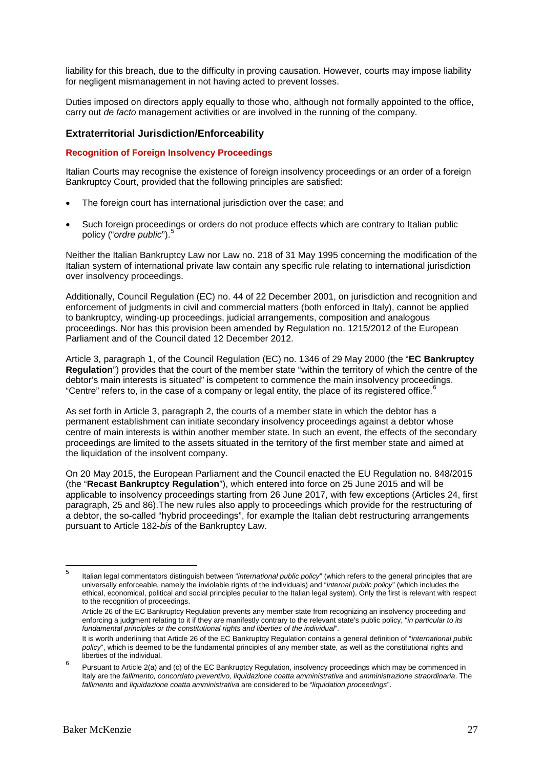liability for this breach, due to the difficulty in proving causation. However, courts may impose liability for negligent mismanagement in not having acted to prevent losses.

Duties imposed on directors apply equally to those who, although not formally appointed to the office, carry out *de facto* management activities or are involved in the running of the company.

## Extraterritorial Jurisdiction/Enforceability

### Recognition of Foreign Insolvency Proceedings

Italian Courts may recognise the existence of foreign insolvency proceedings or an order of a foreign Bankruptcy Court, provided that the following principles are satisfied:

- The foreign court has international jurisdiction over the case; and
- Such foreign proceedings or orders do not produce effects which are contrary to Italian public policy ("*ordre public*").[5]

Neither the Italian Bankruptcy Law nor Law no. 218 of 31 May 1995 concerning the modification of the Italian system of international private law contain any specific rule relating to international jurisdiction over insolvency proceedings.

Additionally, Council Regulation (EC) no. 44 of 22 December 2001, on jurisdiction and recognition and enforcement of judgments in civil and commercial matters (both enforced in Italy), cannot be applied to bankruptcy, winding-up proceedings, judicial arrangements, composition and analogous proceedings. Nor has this provision been amended by Regulation no. 1215/2012 of the European Parliament and of the Council dated 12 December 2012.

Article 3, paragraph 1, of the Council Regulation (EC) no. 1346 of 29 May 2000 (the "**EC Bankruptcy Regulation**") provides that the court of the member state "within the territory of which the centre of the debtor's main interests is situated" is competent to commence the main insolvency proceedings. "Centre" refers to, in the case of a company or legal entity, the place of its registered office.[6]

As set forth in Article 3, paragraph 2, the courts of a member state in which the debtor has a permanent establishment can initiate secondary insolvency proceedings against a debtor whose centre of main interests is within another member state. In such an event, the effects of the secondary proceedings are limited to the assets situated in the territory of the first member state and aimed at the liquidation of the insolvent company.

On 20 May 2015, the European Parliament and the Council enacted the EU Regulation no. 848/2015 (the "**Recast Bankruptcy Regulation**"), which entered into force on 25 June 2015 and will be applicable to insolvency proceedings starting from 26 June 2017, with few exceptions (Articles 24, first paragraph, 25 and 86).The new rules also apply to proceedings which provide for the restructuring of a debtor, the so-called "hybrid proceedings", for example the Italian debt restructuring arrangements pursuant to Article 182-*bis* of the Bankruptcy Law.

---

[5] Italian legal commentators distinguish between "*international public policy*" (which refers to the general principles that are universally enforceable, namely the inviolable rights of the individuals) and "*internal public policy*" (which includes the ethical, economical, political and social principles peculiar to the Italian legal system). Only the first is relevant with respect to the recognition of proceedings.

Article 26 of the EC Bankruptcy Regulation prevents any member state from recognizing an insolvency proceeding and enforcing a judgment relating to it if they are manifestly contrary to the relevant state's public policy, "*in particular to its fundamental principles or the constitutional rights and liberties of the individual*".

It is worth underlining that Article 26 of the EC Bankruptcy Regulation contains a general definition of "*international public policy*", which is deemed to be the fundamental principles of any member state, as well as the constitutional rights and liberties of the individual.

[6] Pursuant to Article 2(a) and (c) of the EC Bankruptcy Regulation, insolvency proceedings which may be commenced in Italy are the *fallimento, concordato preventivo, liquidazione coatta amministrativa* and *amministrazione straordinaria*. The *fallimento* and *liquidazione coatta amministrativa* are considered to be "*liquidation proceedings*".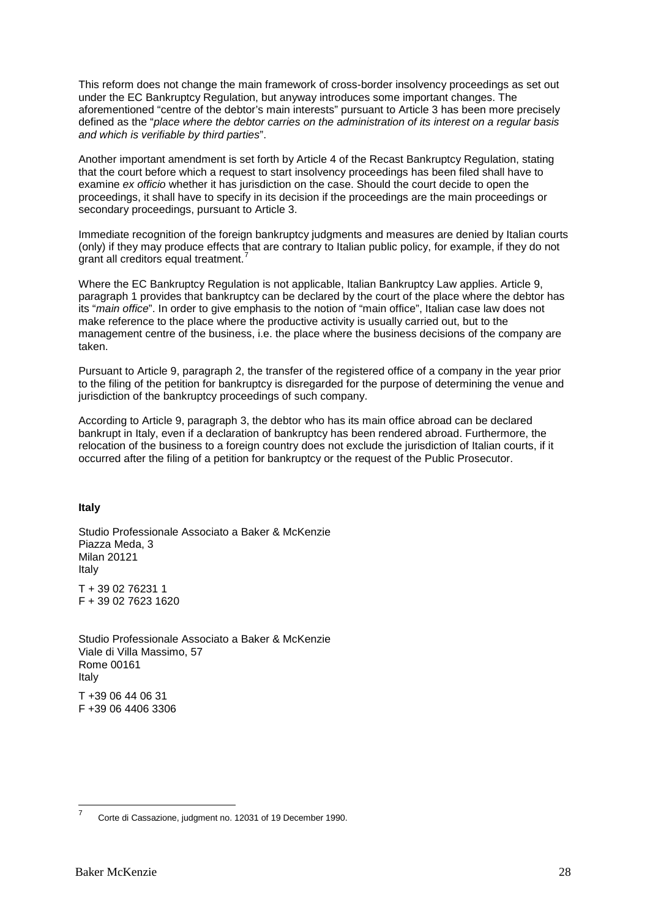This reform does not change the main framework of cross-border insolvency proceedings as set out under the EC Bankruptcy Regulation, but anyway introduces some important changes. The aforementioned "centre of the debtor's main interests" pursuant to Article 3 has been more precisely defined as the "*place where the debtor carries on the administration of its interest on a regular basis and which is verifiable by third parties*".

Another important amendment is set forth by Article 4 of the Recast Bankruptcy Regulation, stating that the court before which a request to start insolvency proceedings has been filed shall have to examine *ex officio* whether it has jurisdiction on the case. Should the court decide to open the proceedings, it shall have to specify in its decision if the proceedings are the main proceedings or secondary proceedings, pursuant to Article 3.

Immediate recognition of the foreign bankruptcy judgments and measures are denied by Italian courts (only) if they may produce effects that are contrary to Italian public policy, for example, if they do not grant all creditors equal treatment.[7]

Where the EC Bankruptcy Regulation is not applicable, Italian Bankruptcy Law applies. Article 9, paragraph 1 provides that bankruptcy can be declared by the court of the place where the debtor has its "*main office*". In order to give emphasis to the notion of "main office", Italian case law does not make reference to the place where the productive activity is usually carried out, but to the management centre of the business, i.e. the place where the business decisions of the company are taken.

Pursuant to Article 9, paragraph 2, the transfer of the registered office of a company in the year prior to the filing of the petition for bankruptcy is disregarded for the purpose of determining the venue and jurisdiction of the bankruptcy proceedings of such company.

According to Article 9, paragraph 3, the debtor who has its main office abroad can be declared bankrupt in Italy, even if a declaration of bankruptcy has been rendered abroad. Furthermore, the relocation of the business to a foreign country does not exclude the jurisdiction of Italian courts, if it occurred after the filing of a petition for bankruptcy or the request of the Public Prosecutor.

**Italy**

Studio Professionale Associato a Baker & McKenzie
Piazza Meda, 3
Milan 20121
Italy

T + 39 02 76231 1
F + 39 02 7623 1620

Studio Professionale Associato a Baker & McKenzie
Viale di Villa Massimo, 57
Rome 00161
Italy

T +39 06 44 06 31
F +39 06 4406 3306

[7] Corte di Cassazione, judgment no. 12031 of 19 December 1990.